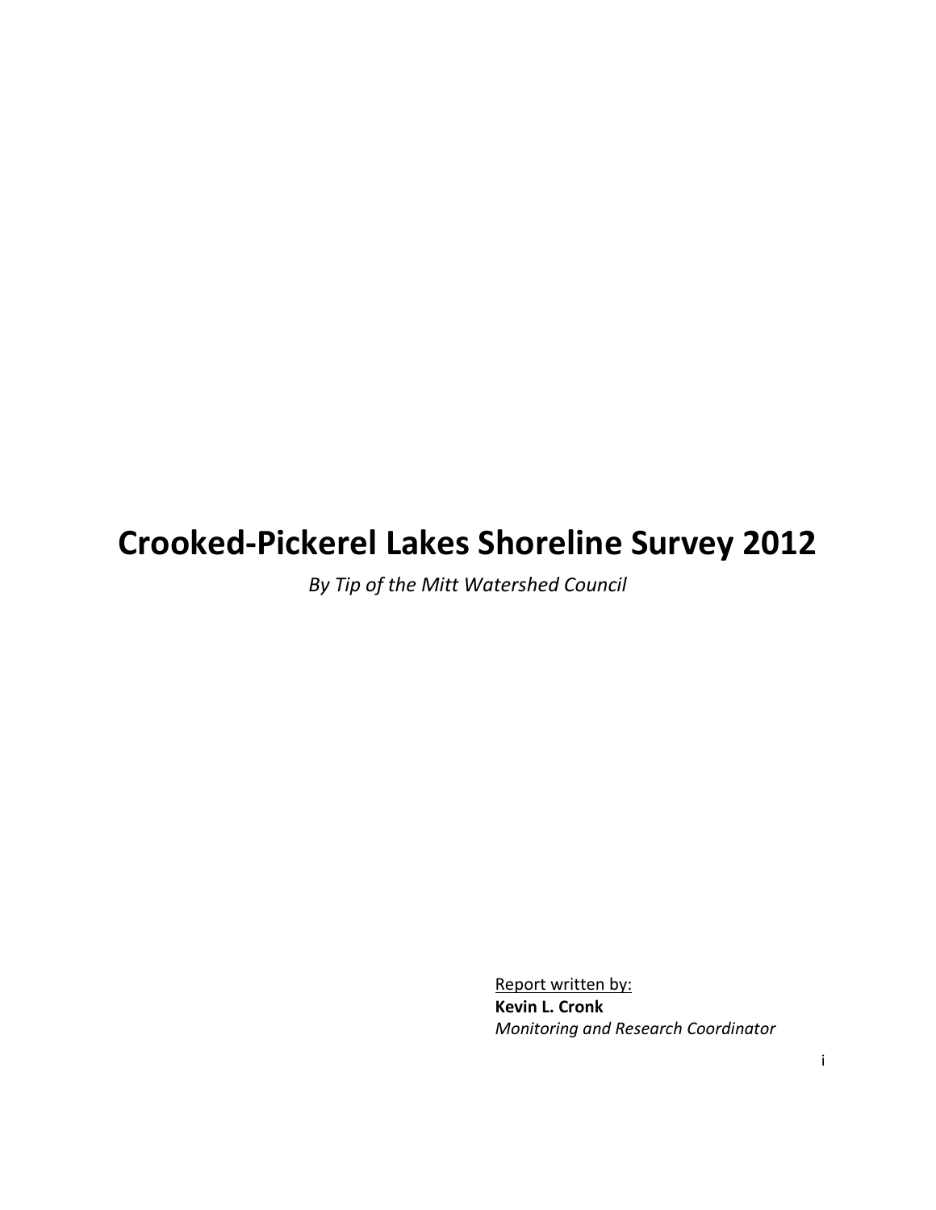# Crooked-Pickerel Lakes Shoreline Survey 2012

*By Tip of the Mitt Watershed Council*

Report written by:
**Kevin L. Cronk**
*Monitoring and Research Coordinator*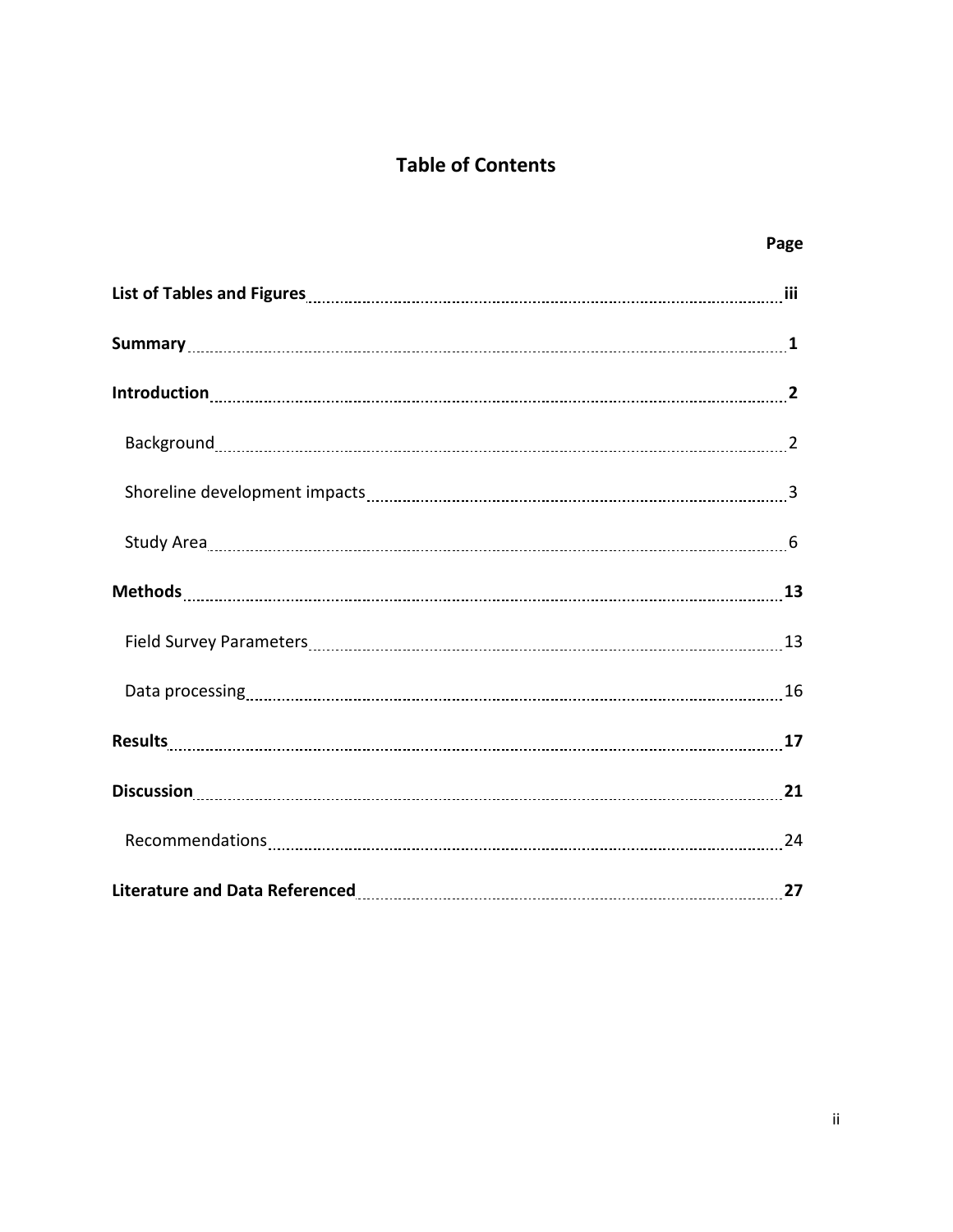# Table of Contents

| | Page |
|---|---|
| **List of Tables and Figures** | **iii** |
| **Summary** | **1** |
| **Introduction** | **2** |
| Background | 2 |
| Shoreline development impacts | 3 |
| Study Area | 6 |
| **Methods** | **13** |
| Field Survey Parameters | 13 |
| Data processing | 16 |
| **Results** | **17** |
| **Discussion** | **21** |
| Recommendations | 24 |
| **Literature and Data Referenced** | **27** |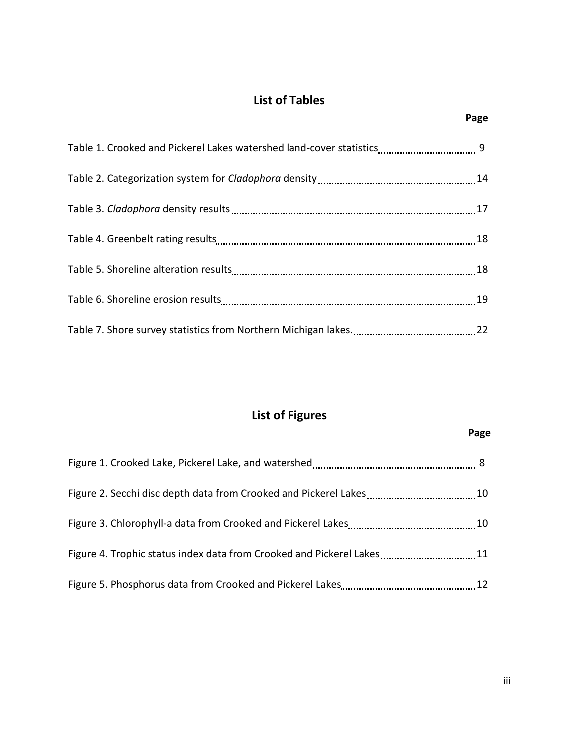## List of Tables

| | Page |
|---|---|
| Table 1. Crooked and Pickerel Lakes watershed land-cover statistics | 9 |
| Table 2. Categorization system for *Cladophora* density | 14 |
| Table 3. *Cladophora* density results | 17 |
| Table 4. Greenbelt rating results | 18 |
| Table 5. Shoreline alteration results | 18 |
| Table 6. Shoreline erosion results | 19 |
| Table 7. Shore survey statistics from Northern Michigan lakes. | 22 |

## List of Figures

| | Page |
|---|---|
| Figure 1. Crooked Lake, Pickerel Lake, and watershed | 8 |
| Figure 2. Secchi disc depth data from Crooked and Pickerel Lakes | 10 |
| Figure 3. Chlorophyll-a data from Crooked and Pickerel Lakes | 10 |
| Figure 4. Trophic status index data from Crooked and Pickerel Lakes | 11 |
| Figure 5. Phosphorus data from Crooked and Pickerel Lakes | 12 |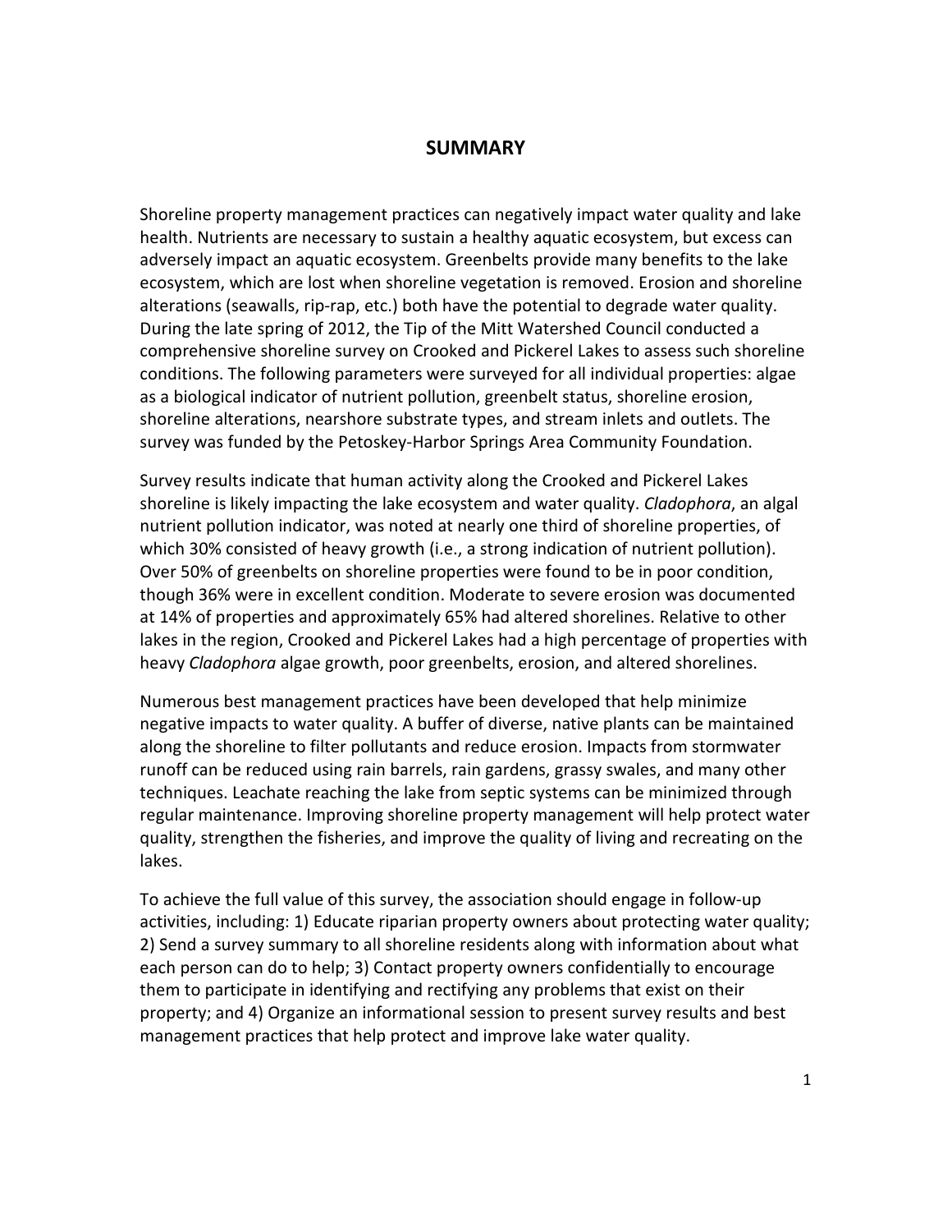# SUMMARY

Shoreline property management practices can negatively impact water quality and lake health. Nutrients are necessary to sustain a healthy aquatic ecosystem, but excess can adversely impact an aquatic ecosystem. Greenbelts provide many benefits to the lake ecosystem, which are lost when shoreline vegetation is removed. Erosion and shoreline alterations (seawalls, rip-rap, etc.) both have the potential to degrade water quality. During the late spring of 2012, the Tip of the Mitt Watershed Council conducted a comprehensive shoreline survey on Crooked and Pickerel Lakes to assess such shoreline conditions. The following parameters were surveyed for all individual properties: algae as a biological indicator of nutrient pollution, greenbelt status, shoreline erosion, shoreline alterations, nearshore substrate types, and stream inlets and outlets. The survey was funded by the Petoskey-Harbor Springs Area Community Foundation.

Survey results indicate that human activity along the Crooked and Pickerel Lakes shoreline is likely impacting the lake ecosystem and water quality. *Cladophora*, an algal nutrient pollution indicator, was noted at nearly one third of shoreline properties, of which 30% consisted of heavy growth (i.e., a strong indication of nutrient pollution). Over 50% of greenbelts on shoreline properties were found to be in poor condition, though 36% were in excellent condition. Moderate to severe erosion was documented at 14% of properties and approximately 65% had altered shorelines. Relative to other lakes in the region, Crooked and Pickerel Lakes had a high percentage of properties with heavy *Cladophora* algae growth, poor greenbelts, erosion, and altered shorelines.

Numerous best management practices have been developed that help minimize negative impacts to water quality. A buffer of diverse, native plants can be maintained along the shoreline to filter pollutants and reduce erosion. Impacts from stormwater runoff can be reduced using rain barrels, rain gardens, grassy swales, and many other techniques. Leachate reaching the lake from septic systems can be minimized through regular maintenance. Improving shoreline property management will help protect water quality, strengthen the fisheries, and improve the quality of living and recreating on the lakes.

To achieve the full value of this survey, the association should engage in follow-up activities, including: 1) Educate riparian property owners about protecting water quality; 2) Send a survey summary to all shoreline residents along with information about what each person can do to help; 3) Contact property owners confidentially to encourage them to participate in identifying and rectifying any problems that exist on their property; and 4) Organize an informational session to present survey results and best management practices that help protect and improve lake water quality.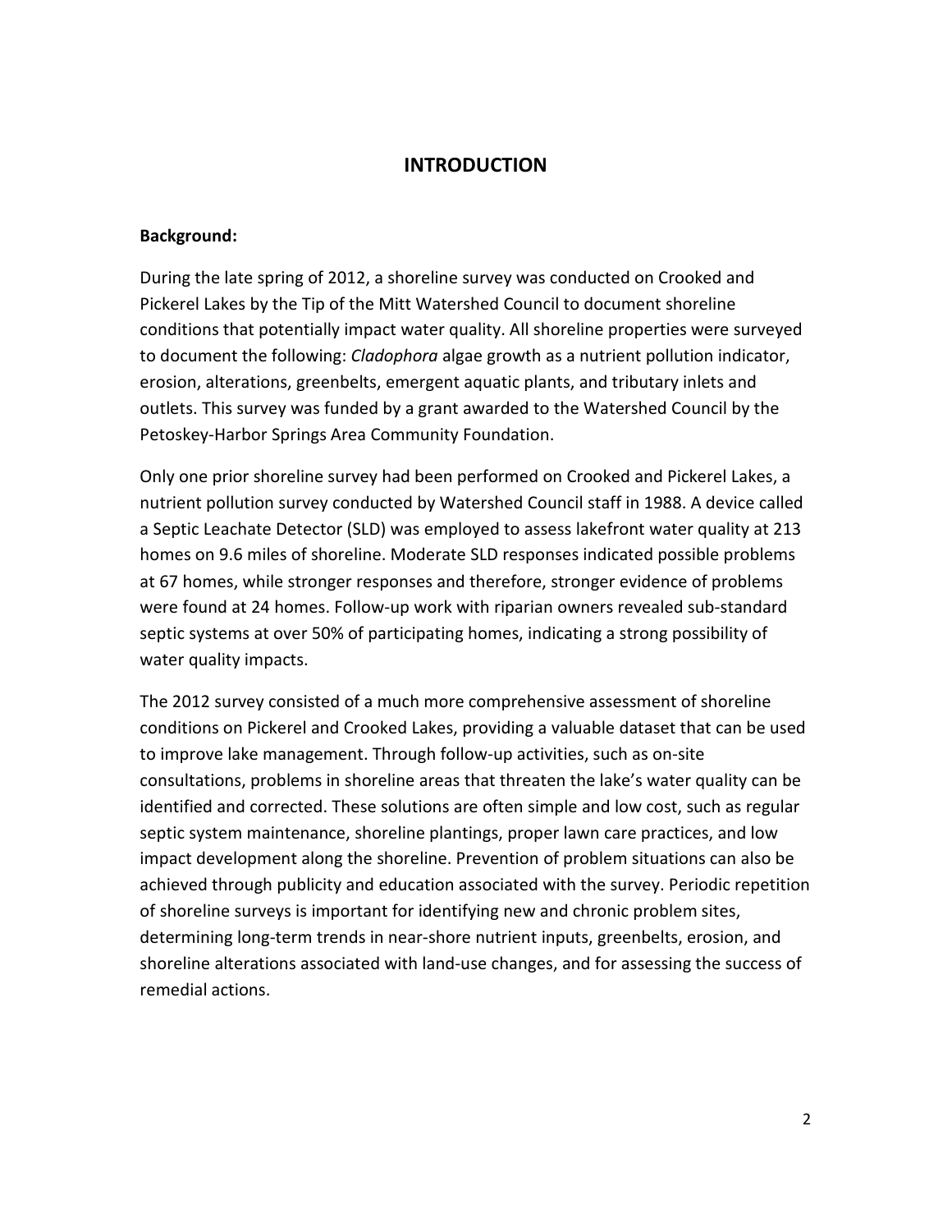# INTRODUCTION

**Background:**

During the late spring of 2012, a shoreline survey was conducted on Crooked and Pickerel Lakes by the Tip of the Mitt Watershed Council to document shoreline conditions that potentially impact water quality. All shoreline properties were surveyed to document the following: *Cladophora* algae growth as a nutrient pollution indicator, erosion, alterations, greenbelts, emergent aquatic plants, and tributary inlets and outlets. This survey was funded by a grant awarded to the Watershed Council by the Petoskey-Harbor Springs Area Community Foundation.

Only one prior shoreline survey had been performed on Crooked and Pickerel Lakes, a nutrient pollution survey conducted by Watershed Council staff in 1988. A device called a Septic Leachate Detector (SLD) was employed to assess lakefront water quality at 213 homes on 9.6 miles of shoreline. Moderate SLD responses indicated possible problems at 67 homes, while stronger responses and therefore, stronger evidence of problems were found at 24 homes. Follow-up work with riparian owners revealed sub-standard septic systems at over 50% of participating homes, indicating a strong possibility of water quality impacts.

The 2012 survey consisted of a much more comprehensive assessment of shoreline conditions on Pickerel and Crooked Lakes, providing a valuable dataset that can be used to improve lake management. Through follow-up activities, such as on-site consultations, problems in shoreline areas that threaten the lake's water quality can be identified and corrected. These solutions are often simple and low cost, such as regular septic system maintenance, shoreline plantings, proper lawn care practices, and low impact development along the shoreline. Prevention of problem situations can also be achieved through publicity and education associated with the survey. Periodic repetition of shoreline surveys is important for identifying new and chronic problem sites, determining long-term trends in near-shore nutrient inputs, greenbelts, erosion, and shoreline alterations associated with land-use changes, and for assessing the success of remedial actions.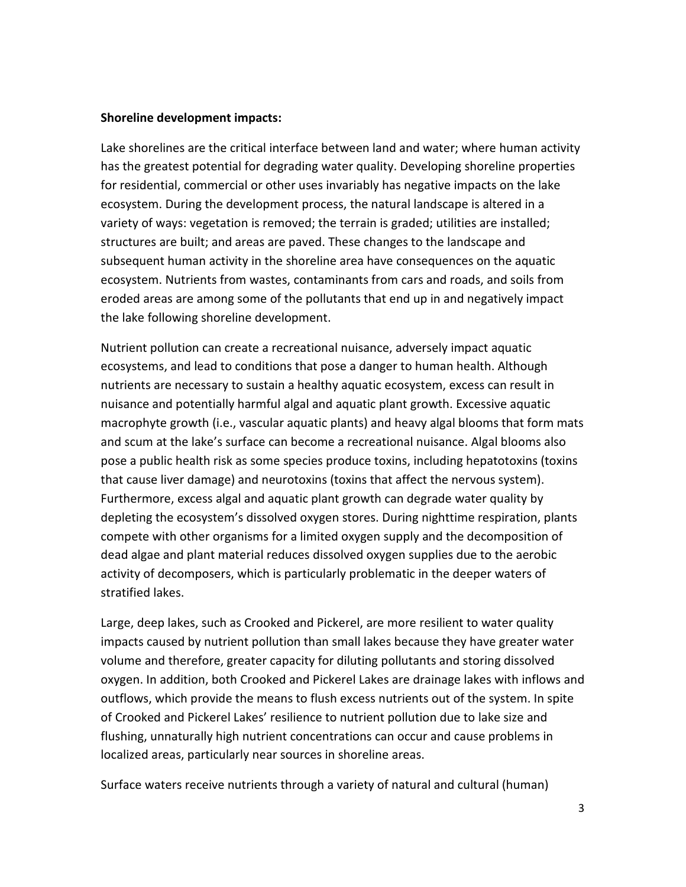**Shoreline development impacts:**

Lake shorelines are the critical interface between land and water; where human activity has the greatest potential for degrading water quality. Developing shoreline properties for residential, commercial or other uses invariably has negative impacts on the lake ecosystem. During the development process, the natural landscape is altered in a variety of ways: vegetation is removed; the terrain is graded; utilities are installed; structures are built; and areas are paved. These changes to the landscape and subsequent human activity in the shoreline area have consequences on the aquatic ecosystem. Nutrients from wastes, contaminants from cars and roads, and soils from eroded areas are among some of the pollutants that end up in and negatively impact the lake following shoreline development.

Nutrient pollution can create a recreational nuisance, adversely impact aquatic ecosystems, and lead to conditions that pose a danger to human health. Although nutrients are necessary to sustain a healthy aquatic ecosystem, excess can result in nuisance and potentially harmful algal and aquatic plant growth. Excessive aquatic macrophyte growth (i.e., vascular aquatic plants) and heavy algal blooms that form mats and scum at the lake's surface can become a recreational nuisance. Algal blooms also pose a public health risk as some species produce toxins, including hepatotoxins (toxins that cause liver damage) and neurotoxins (toxins that affect the nervous system). Furthermore, excess algal and aquatic plant growth can degrade water quality by depleting the ecosystem's dissolved oxygen stores. During nighttime respiration, plants compete with other organisms for a limited oxygen supply and the decomposition of dead algae and plant material reduces dissolved oxygen supplies due to the aerobic activity of decomposers, which is particularly problematic in the deeper waters of stratified lakes.

Large, deep lakes, such as Crooked and Pickerel, are more resilient to water quality impacts caused by nutrient pollution than small lakes because they have greater water volume and therefore, greater capacity for diluting pollutants and storing dissolved oxygen. In addition, both Crooked and Pickerel Lakes are drainage lakes with inflows and outflows, which provide the means to flush excess nutrients out of the system. In spite of Crooked and Pickerel Lakes' resilience to nutrient pollution due to lake size and flushing, unnaturally high nutrient concentrations can occur and cause problems in localized areas, particularly near sources in shoreline areas.

Surface waters receive nutrients through a variety of natural and cultural (human)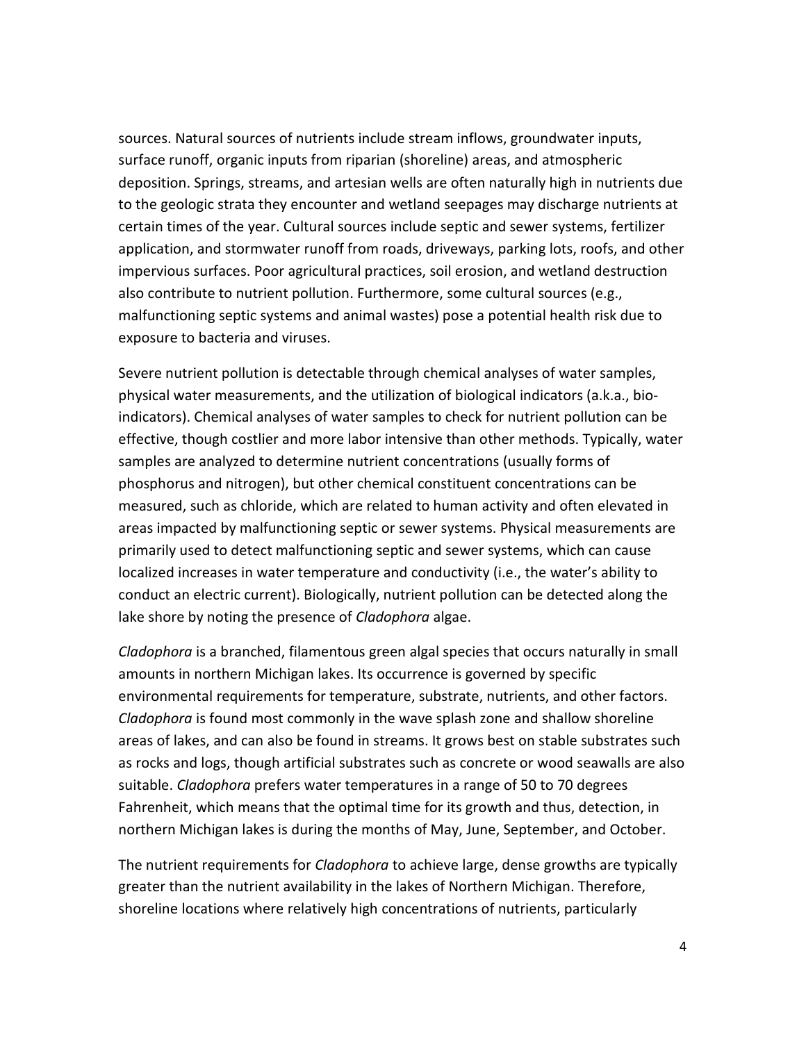sources. Natural sources of nutrients include stream inflows, groundwater inputs, surface runoff, organic inputs from riparian (shoreline) areas, and atmospheric deposition. Springs, streams, and artesian wells are often naturally high in nutrients due to the geologic strata they encounter and wetland seepages may discharge nutrients at certain times of the year. Cultural sources include septic and sewer systems, fertilizer application, and stormwater runoff from roads, driveways, parking lots, roofs, and other impervious surfaces. Poor agricultural practices, soil erosion, and wetland destruction also contribute to nutrient pollution. Furthermore, some cultural sources (e.g., malfunctioning septic systems and animal wastes) pose a potential health risk due to exposure to bacteria and viruses.

Severe nutrient pollution is detectable through chemical analyses of water samples, physical water measurements, and the utilization of biological indicators (a.k.a., bio-indicators). Chemical analyses of water samples to check for nutrient pollution can be effective, though costlier and more labor intensive than other methods. Typically, water samples are analyzed to determine nutrient concentrations (usually forms of phosphorus and nitrogen), but other chemical constituent concentrations can be measured, such as chloride, which are related to human activity and often elevated in areas impacted by malfunctioning septic or sewer systems. Physical measurements are primarily used to detect malfunctioning septic and sewer systems, which can cause localized increases in water temperature and conductivity (i.e., the water's ability to conduct an electric current). Biologically, nutrient pollution can be detected along the lake shore by noting the presence of *Cladophora* algae.

*Cladophora* is a branched, filamentous green algal species that occurs naturally in small amounts in northern Michigan lakes. Its occurrence is governed by specific environmental requirements for temperature, substrate, nutrients, and other factors. *Cladophora* is found most commonly in the wave splash zone and shallow shoreline areas of lakes, and can also be found in streams. It grows best on stable substrates such as rocks and logs, though artificial substrates such as concrete or wood seawalls are also suitable. *Cladophora* prefers water temperatures in a range of 50 to 70 degrees Fahrenheit, which means that the optimal time for its growth and thus, detection, in northern Michigan lakes is during the months of May, June, September, and October.

The nutrient requirements for *Cladophora* to achieve large, dense growths are typically greater than the nutrient availability in the lakes of Northern Michigan. Therefore, shoreline locations where relatively high concentrations of nutrients, particularly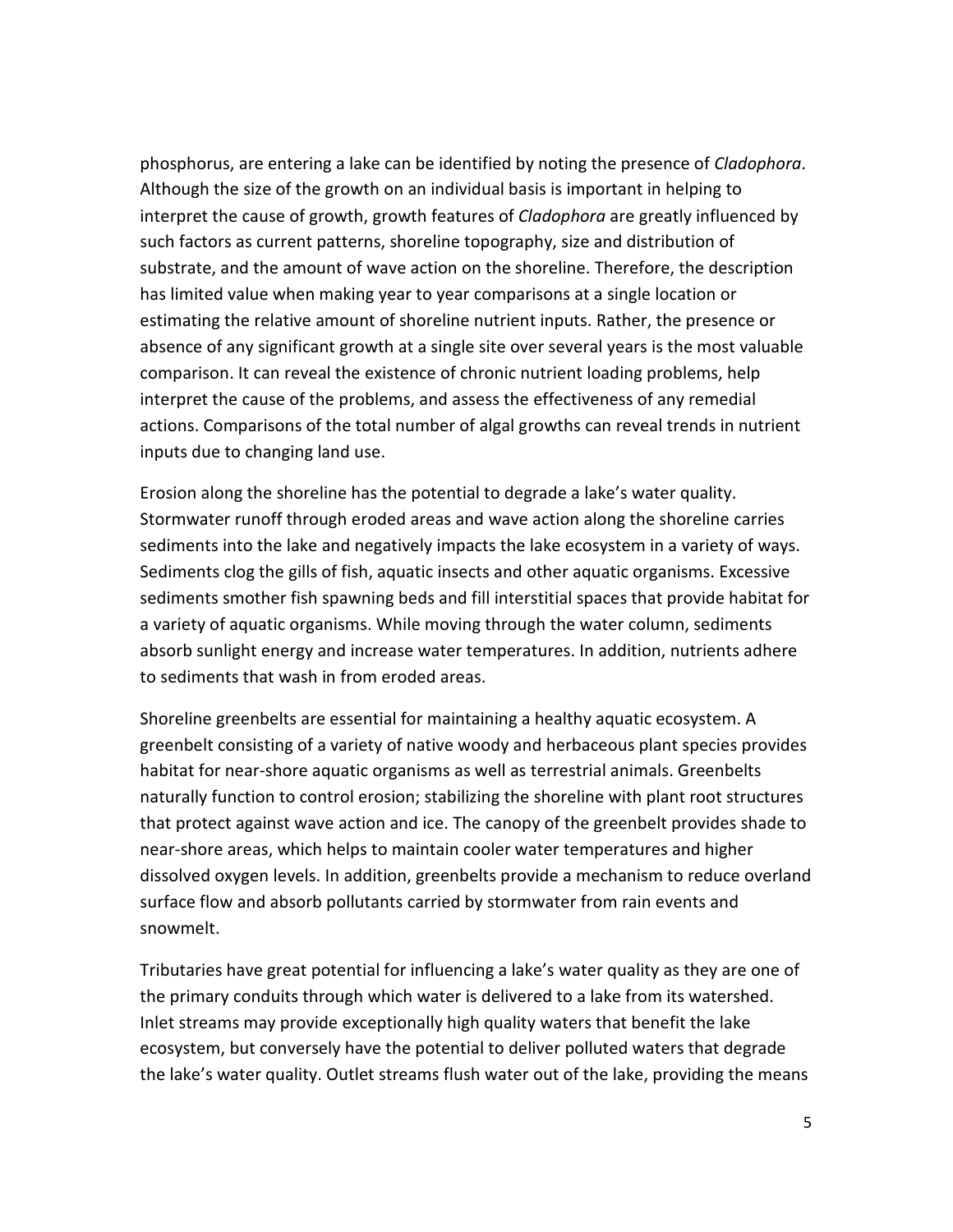phosphorus, are entering a lake can be identified by noting the presence of *Cladophora*. Although the size of the growth on an individual basis is important in helping to interpret the cause of growth, growth features of *Cladophora* are greatly influenced by such factors as current patterns, shoreline topography, size and distribution of substrate, and the amount of wave action on the shoreline. Therefore, the description has limited value when making year to year comparisons at a single location or estimating the relative amount of shoreline nutrient inputs. Rather, the presence or absence of any significant growth at a single site over several years is the most valuable comparison. It can reveal the existence of chronic nutrient loading problems, help interpret the cause of the problems, and assess the effectiveness of any remedial actions. Comparisons of the total number of algal growths can reveal trends in nutrient inputs due to changing land use.

Erosion along the shoreline has the potential to degrade a lake's water quality. Stormwater runoff through eroded areas and wave action along the shoreline carries sediments into the lake and negatively impacts the lake ecosystem in a variety of ways. Sediments clog the gills of fish, aquatic insects and other aquatic organisms. Excessive sediments smother fish spawning beds and fill interstitial spaces that provide habitat for a variety of aquatic organisms. While moving through the water column, sediments absorb sunlight energy and increase water temperatures. In addition, nutrients adhere to sediments that wash in from eroded areas.

Shoreline greenbelts are essential for maintaining a healthy aquatic ecosystem. A greenbelt consisting of a variety of native woody and herbaceous plant species provides habitat for near-shore aquatic organisms as well as terrestrial animals. Greenbelts naturally function to control erosion; stabilizing the shoreline with plant root structures that protect against wave action and ice. The canopy of the greenbelt provides shade to near-shore areas, which helps to maintain cooler water temperatures and higher dissolved oxygen levels. In addition, greenbelts provide a mechanism to reduce overland surface flow and absorb pollutants carried by stormwater from rain events and snowmelt.

Tributaries have great potential for influencing a lake's water quality as they are one of the primary conduits through which water is delivered to a lake from its watershed. Inlet streams may provide exceptionally high quality waters that benefit the lake ecosystem, but conversely have the potential to deliver polluted waters that degrade the lake's water quality. Outlet streams flush water out of the lake, providing the means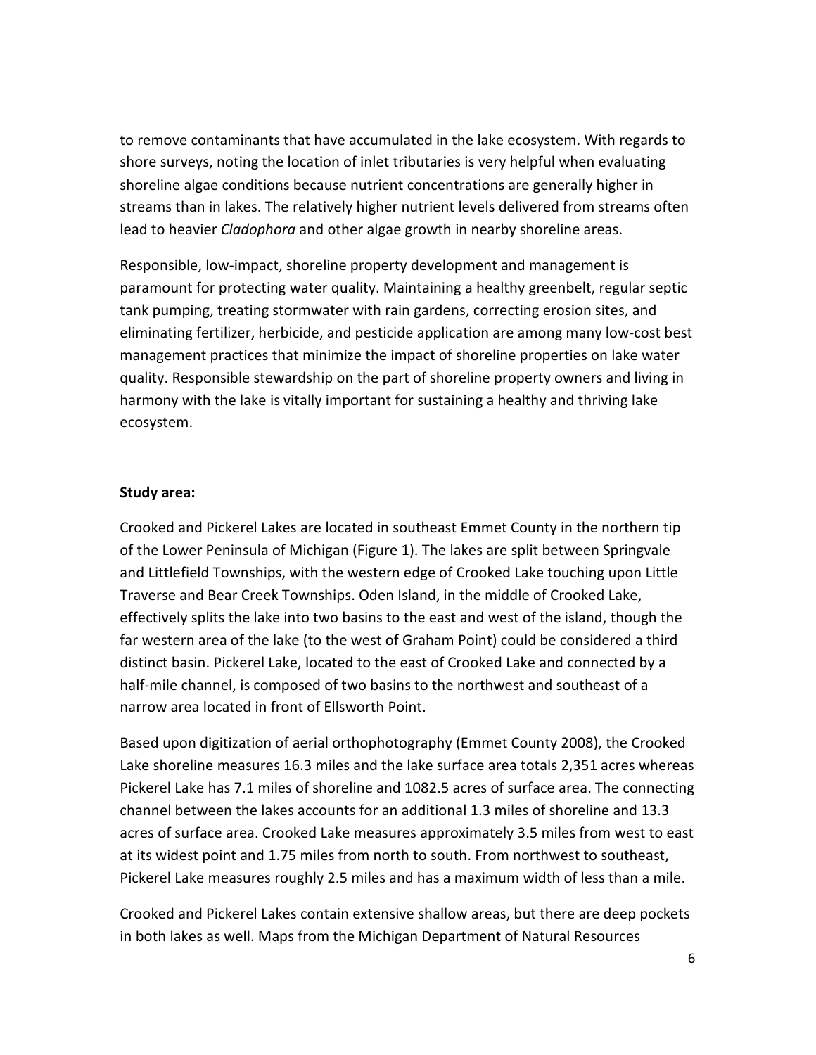to remove contaminants that have accumulated in the lake ecosystem. With regards to shore surveys, noting the location of inlet tributaries is very helpful when evaluating shoreline algae conditions because nutrient concentrations are generally higher in streams than in lakes. The relatively higher nutrient levels delivered from streams often lead to heavier *Cladophora* and other algae growth in nearby shoreline areas.

Responsible, low-impact, shoreline property development and management is paramount for protecting water quality. Maintaining a healthy greenbelt, regular septic tank pumping, treating stormwater with rain gardens, correcting erosion sites, and eliminating fertilizer, herbicide, and pesticide application are among many low-cost best management practices that minimize the impact of shoreline properties on lake water quality. Responsible stewardship on the part of shoreline property owners and living in harmony with the lake is vitally important for sustaining a healthy and thriving lake ecosystem.

**Study area:**

Crooked and Pickerel Lakes are located in southeast Emmet County in the northern tip of the Lower Peninsula of Michigan (Figure 1). The lakes are split between Springvale and Littlefield Townships, with the western edge of Crooked Lake touching upon Little Traverse and Bear Creek Townships. Oden Island, in the middle of Crooked Lake, effectively splits the lake into two basins to the east and west of the island, though the far western area of the lake (to the west of Graham Point) could be considered a third distinct basin. Pickerel Lake, located to the east of Crooked Lake and connected by a half-mile channel, is composed of two basins to the northwest and southeast of a narrow area located in front of Ellsworth Point.

Based upon digitization of aerial orthophotography (Emmet County 2008), the Crooked Lake shoreline measures 16.3 miles and the lake surface area totals 2,351 acres whereas Pickerel Lake has 7.1 miles of shoreline and 1082.5 acres of surface area. The connecting channel between the lakes accounts for an additional 1.3 miles of shoreline and 13.3 acres of surface area. Crooked Lake measures approximately 3.5 miles from west to east at its widest point and 1.75 miles from north to south. From northwest to southeast, Pickerel Lake measures roughly 2.5 miles and has a maximum width of less than a mile.

Crooked and Pickerel Lakes contain extensive shallow areas, but there are deep pockets in both lakes as well. Maps from the Michigan Department of Natural Resources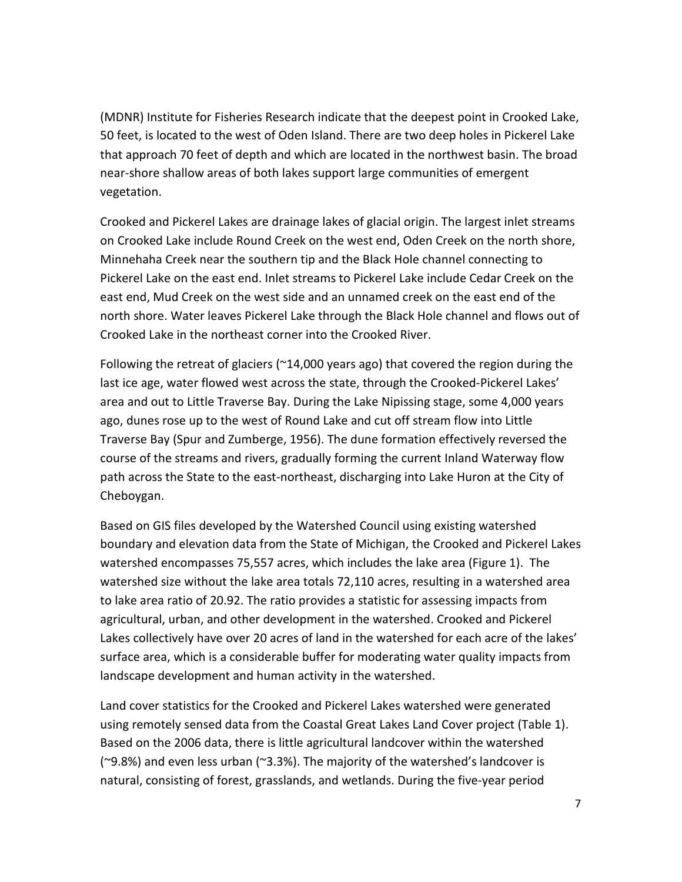(MDNR) Institute for Fisheries Research indicate that the deepest point in Crooked Lake, 50 feet, is located to the west of Oden Island. There are two deep holes in Pickerel Lake that approach 70 feet of depth and which are located in the northwest basin. The broad near-shore shallow areas of both lakes support large communities of emergent vegetation.

Crooked and Pickerel Lakes are drainage lakes of glacial origin. The largest inlet streams on Crooked Lake include Round Creek on the west end, Oden Creek on the north shore, Minnehaha Creek near the southern tip and the Black Hole channel connecting to Pickerel Lake on the east end. Inlet streams to Pickerel Lake include Cedar Creek on the east end, Mud Creek on the west side and an unnamed creek on the east end of the north shore. Water leaves Pickerel Lake through the Black Hole channel and flows out of Crooked Lake in the northeast corner into the Crooked River.

Following the retreat of glaciers (~14,000 years ago) that covered the region during the last ice age, water flowed west across the state, through the Crooked-Pickerel Lakes' area and out to Little Traverse Bay. During the Lake Nipissing stage, some 4,000 years ago, dunes rose up to the west of Round Lake and cut off stream flow into Little Traverse Bay (Spur and Zumberge, 1956). The dune formation effectively reversed the course of the streams and rivers, gradually forming the current Inland Waterway flow path across the State to the east-northeast, discharging into Lake Huron at the City of Cheboygan.

Based on GIS files developed by the Watershed Council using existing watershed boundary and elevation data from the State of Michigan, the Crooked and Pickerel Lakes watershed encompasses 75,557 acres, which includes the lake area (Figure 1). The watershed size without the lake area totals 72,110 acres, resulting in a watershed area to lake area ratio of 20.92. The ratio provides a statistic for assessing impacts from agricultural, urban, and other development in the watershed. Crooked and Pickerel Lakes collectively have over 20 acres of land in the watershed for each acre of the lakes' surface area, which is a considerable buffer for moderating water quality impacts from landscape development and human activity in the watershed.

Land cover statistics for the Crooked and Pickerel Lakes watershed were generated using remotely sensed data from the Coastal Great Lakes Land Cover project (Table 1). Based on the 2006 data, there is little agricultural landcover within the watershed (~9.8%) and even less urban (~3.3%). The majority of the watershed's landcover is natural, consisting of forest, grasslands, and wetlands. During the five-year period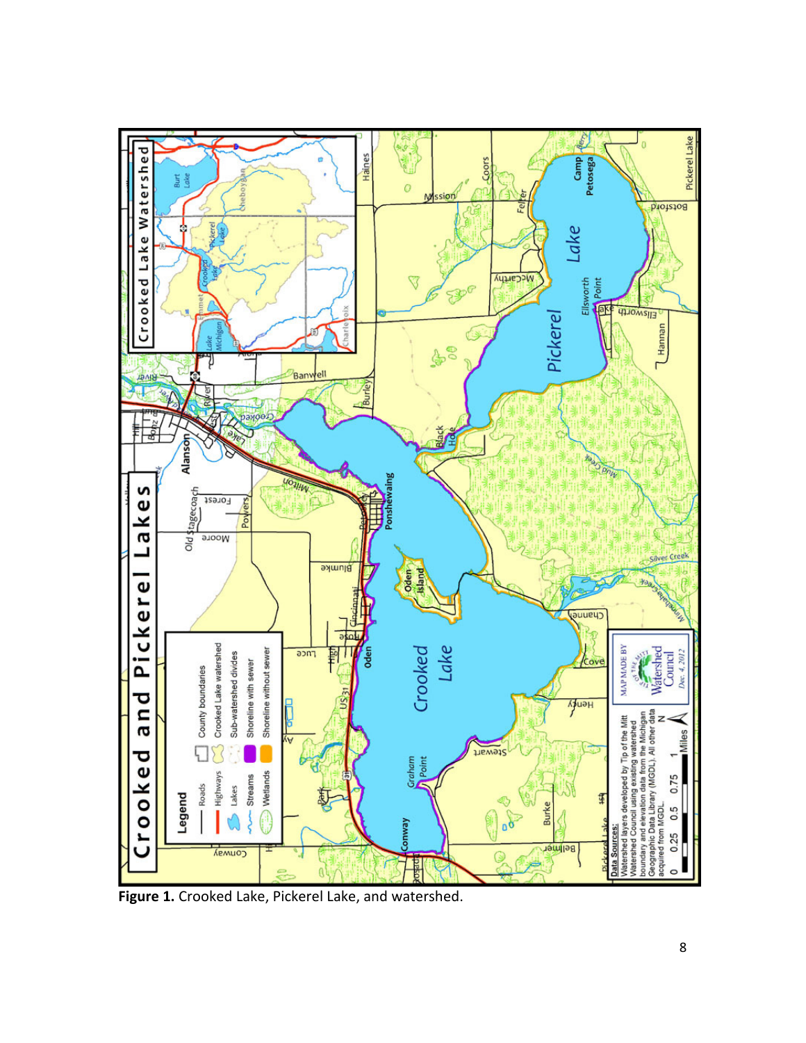**Figure 1.** Crooked Lake, Pickerel Lake, and watershed.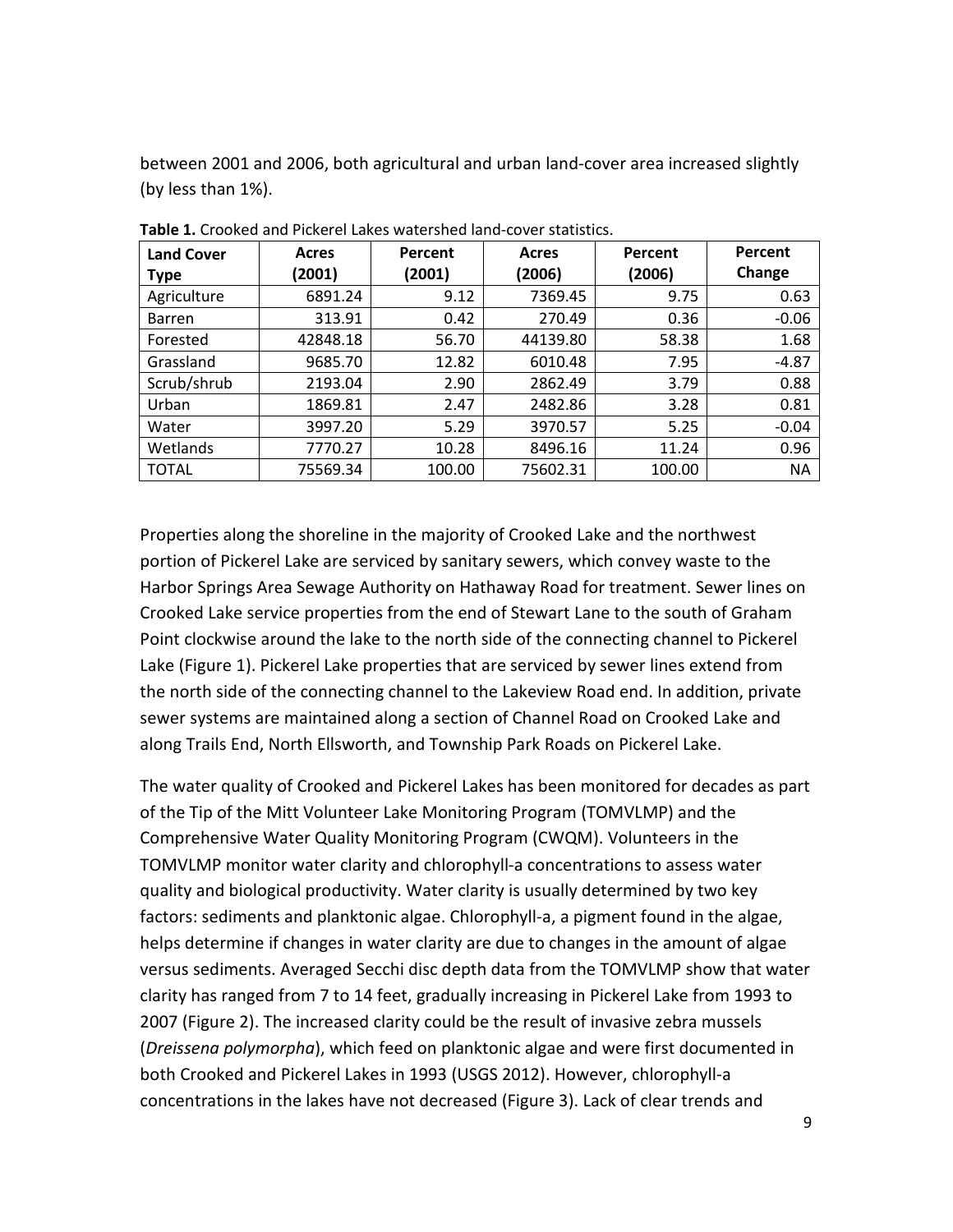between 2001 and 2006, both agricultural and urban land-cover area increased slightly (by less than 1%).

**Table 1.** Crooked and Pickerel Lakes watershed land-cover statistics.

| Land Cover Type | Acres (2001) | Percent (2001) | Acres (2006) | Percent (2006) | Percent Change |
|---|---|---|---|---|---|
| Agriculture | 6891.24 | 9.12 | 7369.45 | 9.75 | 0.63 |
| Barren | 313.91 | 0.42 | 270.49 | 0.36 | -0.06 |
| Forested | 42848.18 | 56.70 | 44139.80 | 58.38 | 1.68 |
| Grassland | 9685.70 | 12.82 | 6010.48 | 7.95 | -4.87 |
| Scrub/shrub | 2193.04 | 2.90 | 2862.49 | 3.79 | 0.88 |
| Urban | 1869.81 | 2.47 | 2482.86 | 3.28 | 0.81 |
| Water | 3997.20 | 5.29 | 3970.57 | 5.25 | -0.04 |
| Wetlands | 7770.27 | 10.28 | 8496.16 | 11.24 | 0.96 |
| TOTAL | 75569.34 | 100.00 | 75602.31 | 100.00 | NA |

Properties along the shoreline in the majority of Crooked Lake and the northwest portion of Pickerel Lake are serviced by sanitary sewers, which convey waste to the Harbor Springs Area Sewage Authority on Hathaway Road for treatment. Sewer lines on Crooked Lake service properties from the end of Stewart Lane to the south of Graham Point clockwise around the lake to the north side of the connecting channel to Pickerel Lake (Figure 1). Pickerel Lake properties that are serviced by sewer lines extend from the north side of the connecting channel to the Lakeview Road end. In addition, private sewer systems are maintained along a section of Channel Road on Crooked Lake and along Trails End, North Ellsworth, and Township Park Roads on Pickerel Lake.

The water quality of Crooked and Pickerel Lakes has been monitored for decades as part of the Tip of the Mitt Volunteer Lake Monitoring Program (TOMVLMP) and the Comprehensive Water Quality Monitoring Program (CWQM). Volunteers in the TOMVLMP monitor water clarity and chlorophyll-a concentrations to assess water quality and biological productivity. Water clarity is usually determined by two key factors: sediments and planktonic algae. Chlorophyll-a, a pigment found in the algae, helps determine if changes in water clarity are due to changes in the amount of algae versus sediments. Averaged Secchi disc depth data from the TOMVLMP show that water clarity has ranged from 7 to 14 feet, gradually increasing in Pickerel Lake from 1993 to 2007 (Figure 2). The increased clarity could be the result of invasive zebra mussels (*Dreissena polymorpha*), which feed on planktonic algae and were first documented in both Crooked and Pickerel Lakes in 1993 (USGS 2012). However, chlorophyll-a concentrations in the lakes have not decreased (Figure 3). Lack of clear trends and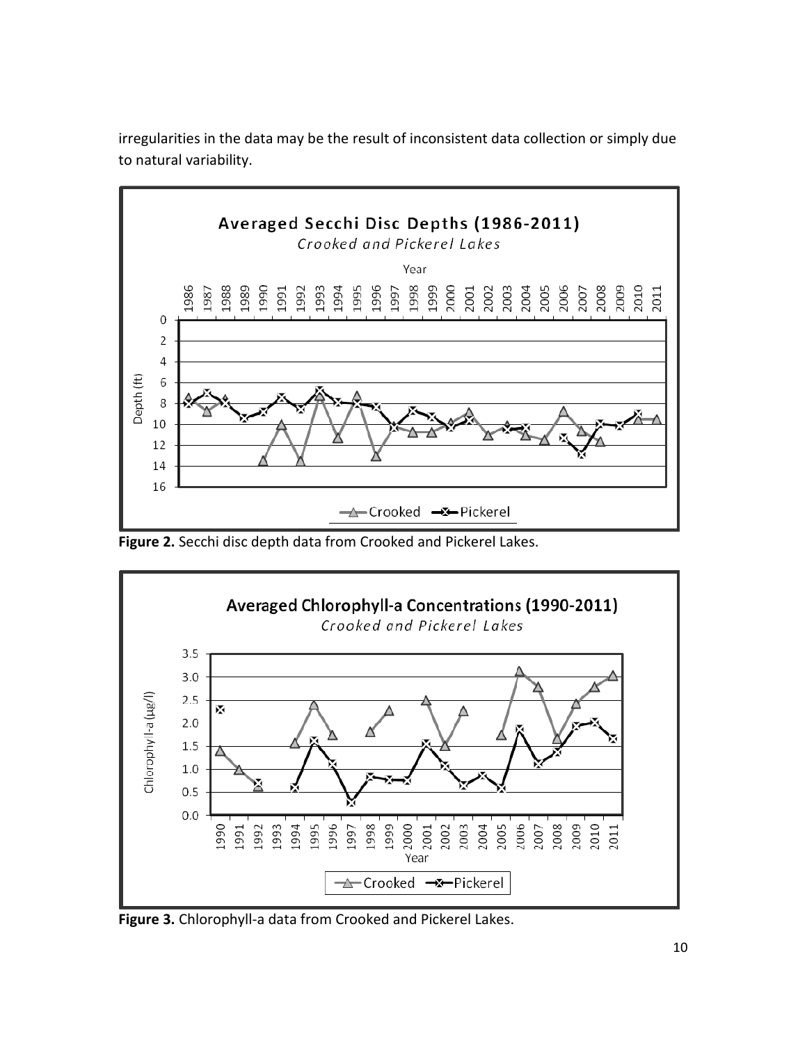irregularities in the data may be the result of inconsistent data collection or simply due to natural variability.

**Figure 2.** Secchi disc depth data from Crooked and Pickerel Lakes.

**Figure 3.** Chlorophyll-a data from Crooked and Pickerel Lakes.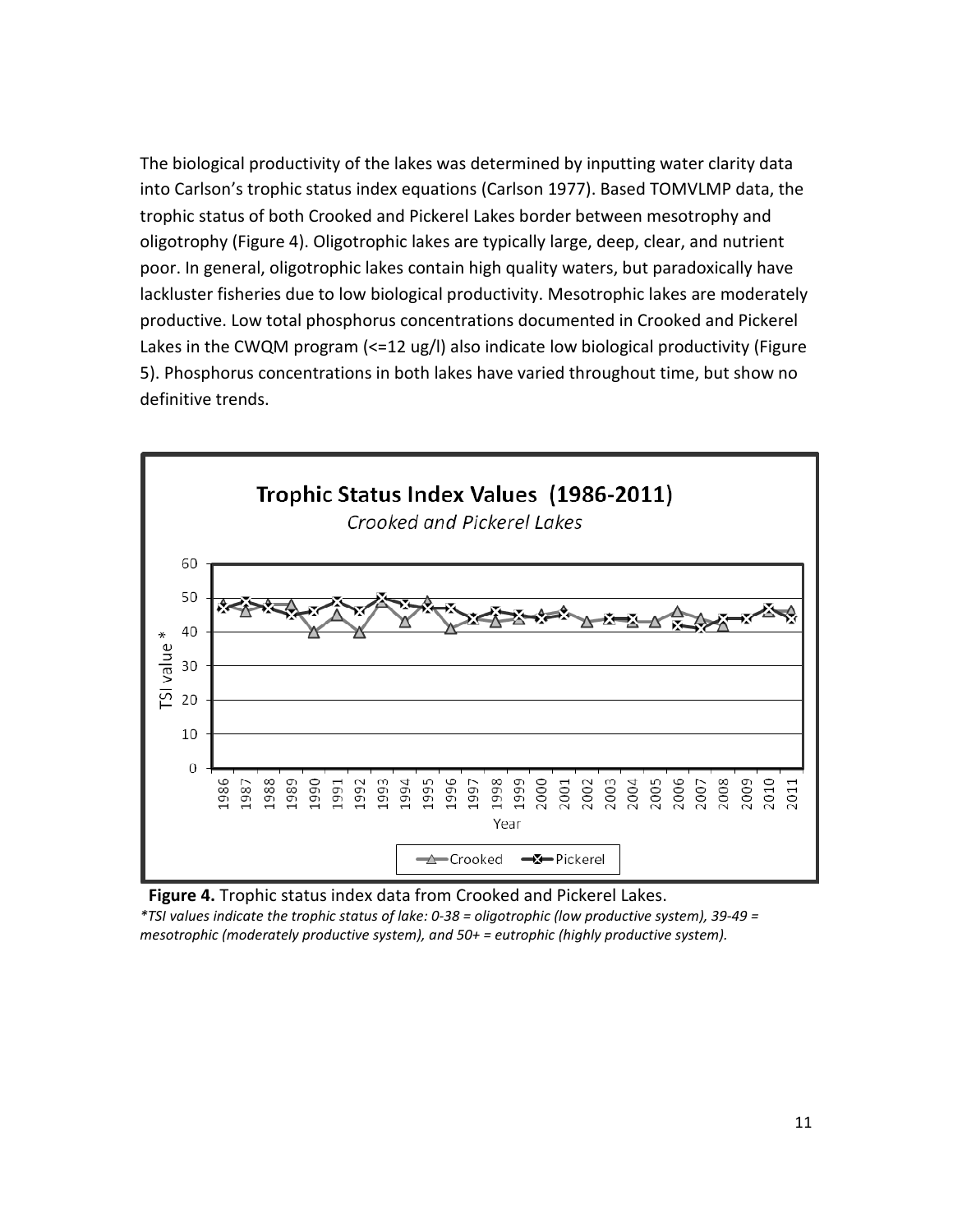The biological productivity of the lakes was determined by inputting water clarity data into Carlson's trophic status index equations (Carlson 1977). Based TOMVLMP data, the trophic status of both Crooked and Pickerel Lakes border between mesotrophy and oligotrophy (Figure 4). Oligotrophic lakes are typically large, deep, clear, and nutrient poor. In general, oligotrophic lakes contain high quality waters, but paradoxically have lackluster fisheries due to low biological productivity. Mesotrophic lakes are moderately productive. Low total phosphorus concentrations documented in Crooked and Pickerel Lakes in the CWQM program (<=12 ug/l) also indicate low biological productivity (Figure 5). Phosphorus concentrations in both lakes have varied throughout time, but show no definitive trends.

**Figure 4.** Trophic status index data from Crooked and Pickerel Lakes.

*\*TSI values indicate the trophic status of lake: 0-38 = oligotrophic (low productive system), 39-49 = mesotrophic (moderately productive system), and 50+ = eutrophic (highly productive system).*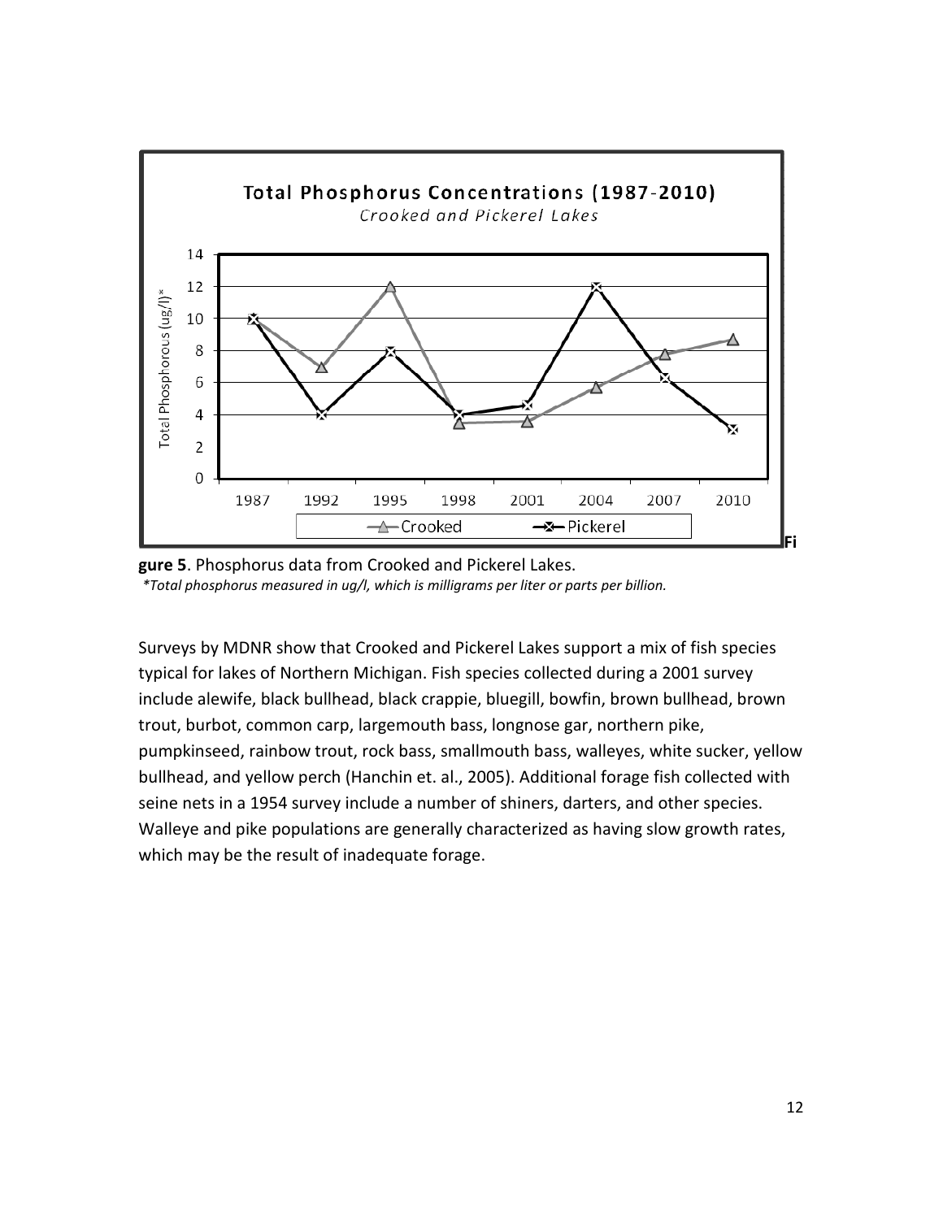**Figure 5**. Phosphorus data from Crooked and Pickerel Lakes.

*\*Total phosphorus measured in ug/l, which is milligrams per liter or parts per billion.*

Surveys by MDNR show that Crooked and Pickerel Lakes support a mix of fish species typical for lakes of Northern Michigan. Fish species collected during a 2001 survey include alewife, black bullhead, black crappie, bluegill, bowfin, brown bullhead, brown trout, burbot, common carp, largemouth bass, longnose gar, northern pike, pumpkinseed, rainbow trout, rock bass, smallmouth bass, walleyes, white sucker, yellow bullhead, and yellow perch (Hanchin et. al., 2005). Additional forage fish collected with seine nets in a 1954 survey include a number of shiners, darters, and other species. Walleye and pike populations are generally characterized as having slow growth rates, which may be the result of inadequate forage.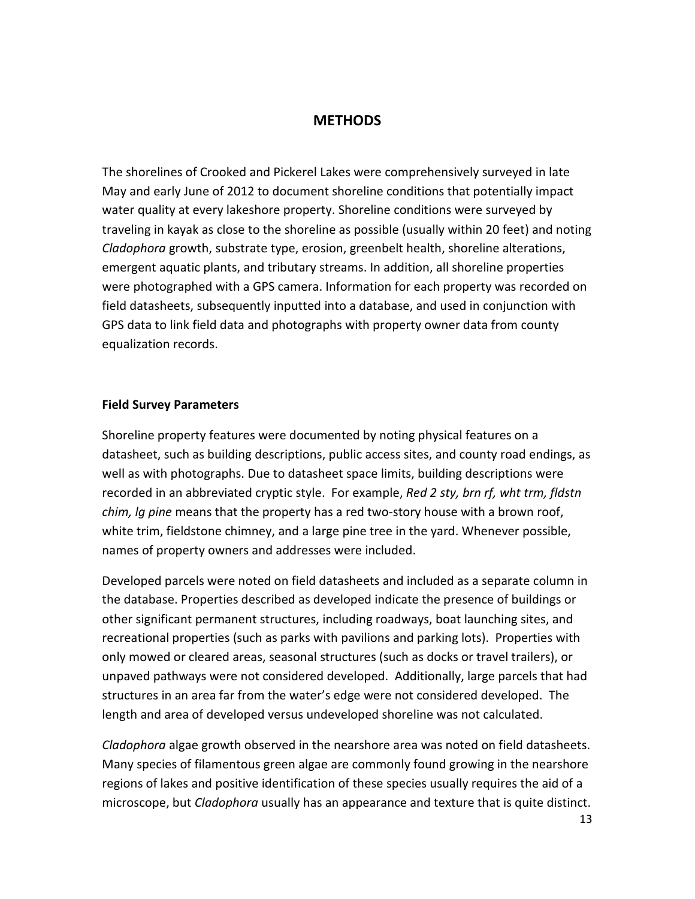# METHODS

The shorelines of Crooked and Pickerel Lakes were comprehensively surveyed in late May and early June of 2012 to document shoreline conditions that potentially impact water quality at every lakeshore property. Shoreline conditions were surveyed by traveling in kayak as close to the shoreline as possible (usually within 20 feet) and noting *Cladophora* growth, substrate type, erosion, greenbelt health, shoreline alterations, emergent aquatic plants, and tributary streams. In addition, all shoreline properties were photographed with a GPS camera. Information for each property was recorded on field datasheets, subsequently inputted into a database, and used in conjunction with GPS data to link field data and photographs with property owner data from county equalization records.

### Field Survey Parameters

Shoreline property features were documented by noting physical features on a datasheet, such as building descriptions, public access sites, and county road endings, as well as with photographs. Due to datasheet space limits, building descriptions were recorded in an abbreviated cryptic style. For example, *Red 2 sty, brn rf, wht trm, fldstn chim, lg pine* means that the property has a red two-story house with a brown roof, white trim, fieldstone chimney, and a large pine tree in the yard. Whenever possible, names of property owners and addresses were included.

Developed parcels were noted on field datasheets and included as a separate column in the database. Properties described as developed indicate the presence of buildings or other significant permanent structures, including roadways, boat launching sites, and recreational properties (such as parks with pavilions and parking lots). Properties with only mowed or cleared areas, seasonal structures (such as docks or travel trailers), or unpaved pathways were not considered developed. Additionally, large parcels that had structures in an area far from the water's edge were not considered developed. The length and area of developed versus undeveloped shoreline was not calculated.

*Cladophora* algae growth observed in the nearshore area was noted on field datasheets. Many species of filamentous green algae are commonly found growing in the nearshore regions of lakes and positive identification of these species usually requires the aid of a microscope, but *Cladophora* usually has an appearance and texture that is quite distinct.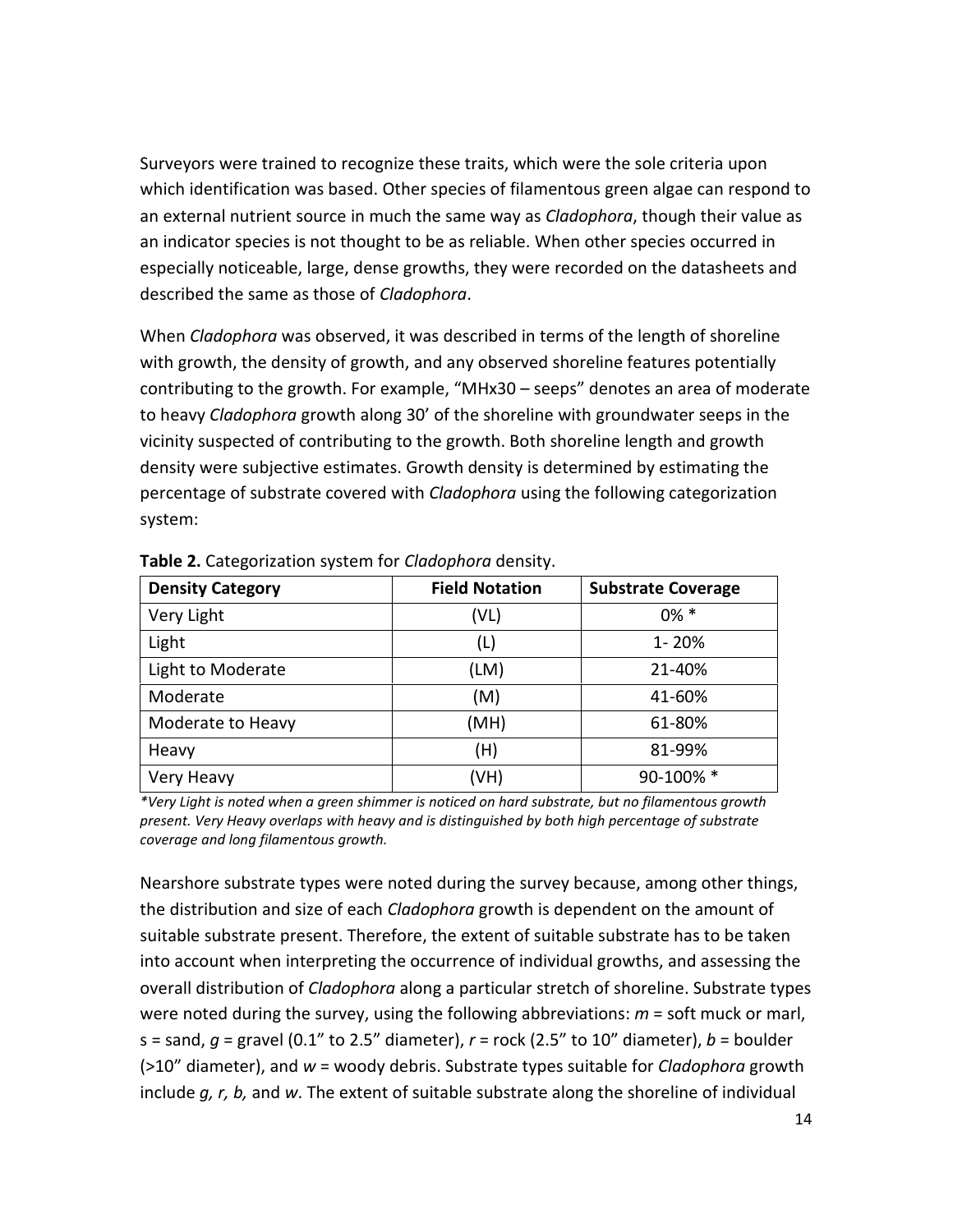Surveyors were trained to recognize these traits, which were the sole criteria upon which identification was based. Other species of filamentous green algae can respond to an external nutrient source in much the same way as *Cladophora*, though their value as an indicator species is not thought to be as reliable. When other species occurred in especially noticeable, large, dense growths, they were recorded on the datasheets and described the same as those of *Cladophora*.

When *Cladophora* was observed, it was described in terms of the length of shoreline with growth, the density of growth, and any observed shoreline features potentially contributing to the growth. For example, "MHx30 – seeps" denotes an area of moderate to heavy *Cladophora* growth along 30' of the shoreline with groundwater seeps in the vicinity suspected of contributing to the growth. Both shoreline length and growth density were subjective estimates. Growth density is determined by estimating the percentage of substrate covered with *Cladophora* using the following categorization system:

**Table 2.** Categorization system for *Cladophora* density.

| Density Category | Field Notation | Substrate Coverage |
|---|---|---|
| Very Light | (VL) | 0% * |
| Light | (L) | 1- 20% |
| Light to Moderate | (LM) | 21-40% |
| Moderate | (M) | 41-60% |
| Moderate to Heavy | (MH) | 61-80% |
| Heavy | (H) | 81-99% |
| Very Heavy | (VH) | 90-100% * |

*\*Very Light is noted when a green shimmer is noticed on hard substrate, but no filamentous growth present. Very Heavy overlaps with heavy and is distinguished by both high percentage of substrate coverage and long filamentous growth.*

Nearshore substrate types were noted during the survey because, among other things, the distribution and size of each *Cladophora* growth is dependent on the amount of suitable substrate present. Therefore, the extent of suitable substrate has to be taken into account when interpreting the occurrence of individual growths, and assessing the overall distribution of *Cladophora* along a particular stretch of shoreline. Substrate types were noted during the survey, using the following abbreviations: *m* = soft muck or marl, s = sand, *g* = gravel (0.1" to 2.5" diameter), *r* = rock (2.5" to 10" diameter), *b* = boulder (>10" diameter), and *w* = woody debris. Substrate types suitable for *Cladophora* growth include *g, r, b,* and *w*. The extent of suitable substrate along the shoreline of individual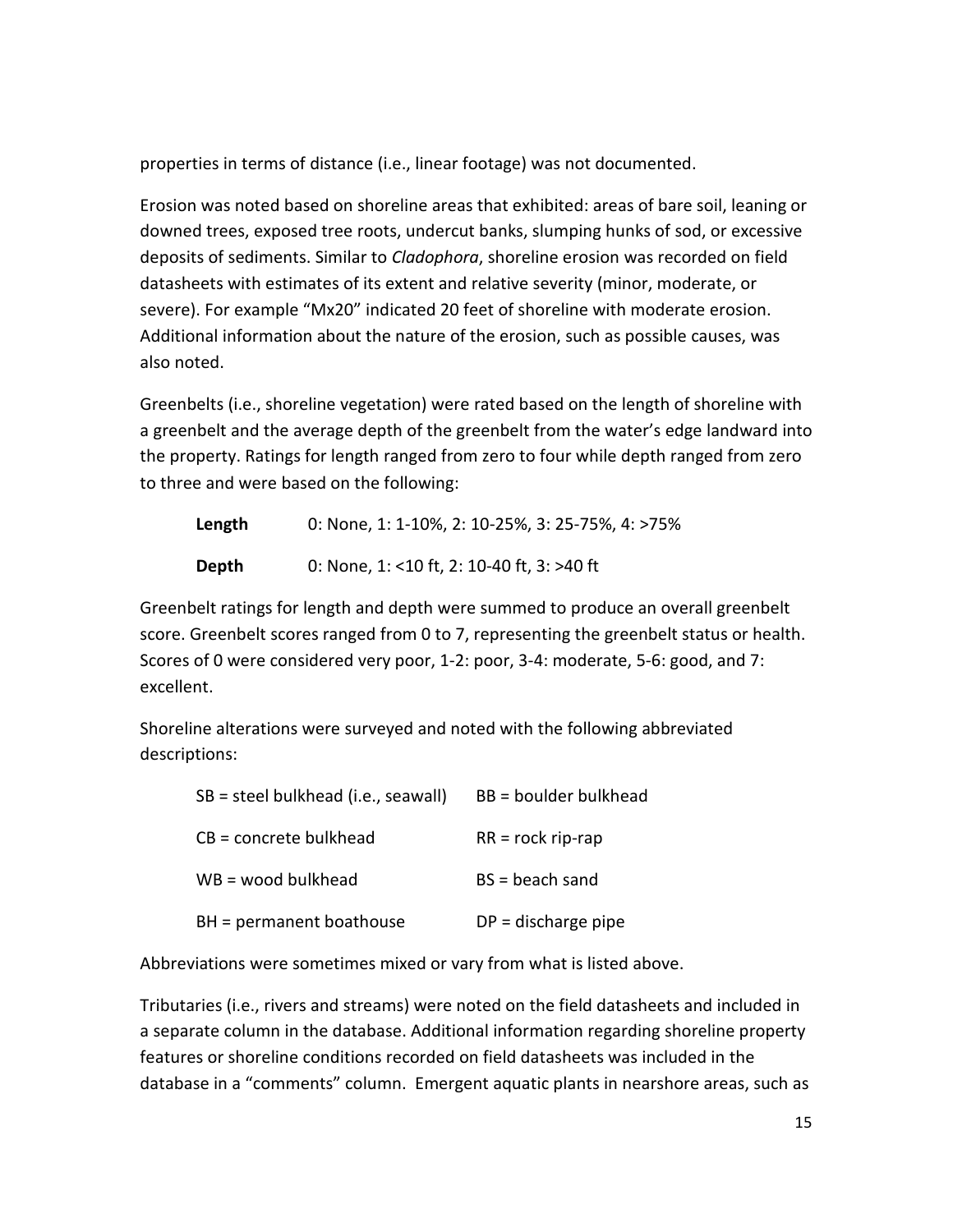properties in terms of distance (i.e., linear footage) was not documented.

Erosion was noted based on shoreline areas that exhibited: areas of bare soil, leaning or downed trees, exposed tree roots, undercut banks, slumping hunks of sod, or excessive deposits of sediments. Similar to *Cladophora*, shoreline erosion was recorded on field datasheets with estimates of its extent and relative severity (minor, moderate, or severe). For example "Mx20" indicated 20 feet of shoreline with moderate erosion. Additional information about the nature of the erosion, such as possible causes, was also noted.

Greenbelts (i.e., shoreline vegetation) were rated based on the length of shoreline with a greenbelt and the average depth of the greenbelt from the water's edge landward into the property. Ratings for length ranged from zero to four while depth ranged from zero to three and were based on the following:

**Length** 0: None, 1: 1-10%, 2: 10-25%, 3: 25-75%, 4: >75%

**Depth** 0: None, 1: <10 ft, 2: 10-40 ft, 3: >40 ft

Greenbelt ratings for length and depth were summed to produce an overall greenbelt score. Greenbelt scores ranged from 0 to 7, representing the greenbelt status or health. Scores of 0 were considered very poor, 1-2: poor, 3-4: moderate, 5-6: good, and 7: excellent.

Shoreline alterations were surveyed and noted with the following abbreviated descriptions:

| | |
|---|---|
| SB = steel bulkhead (i.e., seawall) | BB = boulder bulkhead |
| CB = concrete bulkhead | RR = rock rip-rap |
| WB = wood bulkhead | BS = beach sand |
| BH = permanent boathouse | DP = discharge pipe |

Abbreviations were sometimes mixed or vary from what is listed above.

Tributaries (i.e., rivers and streams) were noted on the field datasheets and included in a separate column in the database. Additional information regarding shoreline property features or shoreline conditions recorded on field datasheets was included in the database in a "comments" column. Emergent aquatic plants in nearshore areas, such as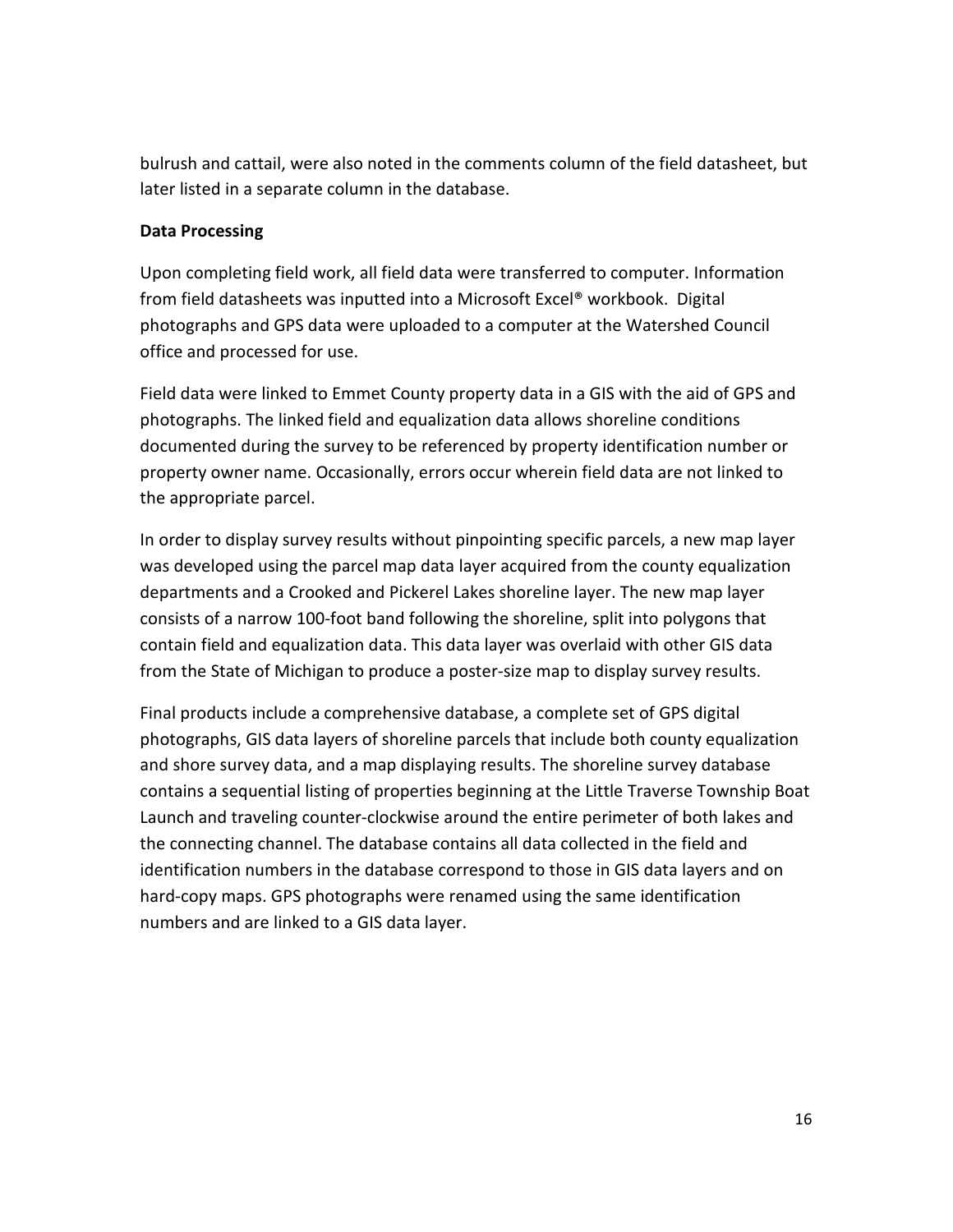bulrush and cattail, were also noted in the comments column of the field datasheet, but later listed in a separate column in the database.

**Data Processing**

Upon completing field work, all field data were transferred to computer. Information from field datasheets was inputted into a Microsoft Excel® workbook. Digital photographs and GPS data were uploaded to a computer at the Watershed Council office and processed for use.

Field data were linked to Emmet County property data in a GIS with the aid of GPS and photographs. The linked field and equalization data allows shoreline conditions documented during the survey to be referenced by property identification number or property owner name. Occasionally, errors occur wherein field data are not linked to the appropriate parcel.

In order to display survey results without pinpointing specific parcels, a new map layer was developed using the parcel map data layer acquired from the county equalization departments and a Crooked and Pickerel Lakes shoreline layer. The new map layer consists of a narrow 100-foot band following the shoreline, split into polygons that contain field and equalization data. This data layer was overlaid with other GIS data from the State of Michigan to produce a poster-size map to display survey results.

Final products include a comprehensive database, a complete set of GPS digital photographs, GIS data layers of shoreline parcels that include both county equalization and shore survey data, and a map displaying results. The shoreline survey database contains a sequential listing of properties beginning at the Little Traverse Township Boat Launch and traveling counter-clockwise around the entire perimeter of both lakes and the connecting channel. The database contains all data collected in the field and identification numbers in the database correspond to those in GIS data layers and on hard-copy maps. GPS photographs were renamed using the same identification numbers and are linked to a GIS data layer.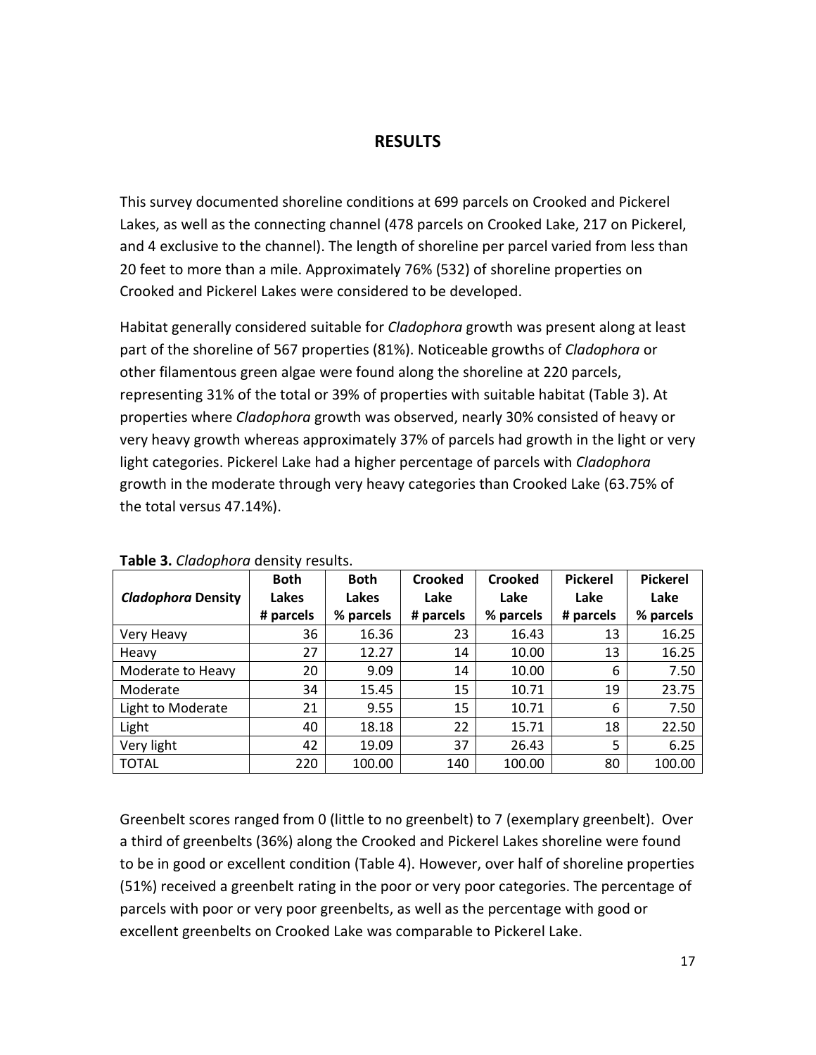# RESULTS

This survey documented shoreline conditions at 699 parcels on Crooked and Pickerel Lakes, as well as the connecting channel (478 parcels on Crooked Lake, 217 on Pickerel, and 4 exclusive to the channel). The length of shoreline per parcel varied from less than 20 feet to more than a mile. Approximately 76% (532) of shoreline properties on Crooked and Pickerel Lakes were considered to be developed.

Habitat generally considered suitable for *Cladophora* growth was present along at least part of the shoreline of 567 properties (81%). Noticeable growths of *Cladophora* or other filamentous green algae were found along the shoreline at 220 parcels, representing 31% of the total or 39% of properties with suitable habitat (Table 3). At properties where *Cladophora* growth was observed, nearly 30% consisted of heavy or very heavy growth whereas approximately 37% of parcels had growth in the light or very light categories. Pickerel Lake had a higher percentage of parcels with *Cladophora* growth in the moderate through very heavy categories than Crooked Lake (63.75% of the total versus 47.14%).

**Table 3.** *Cladophora* density results.

| ***Cladophora* Density** | **Both Lakes # parcels** | **Both Lakes % parcels** | **Crooked Lake # parcels** | **Crooked Lake % parcels** | **Pickerel Lake # parcels** | **Pickerel Lake % parcels** |
|---|---|---|---|---|---|---|
| Very Heavy | 36 | 16.36 | 23 | 16.43 | 13 | 16.25 |
| Heavy | 27 | 12.27 | 14 | 10.00 | 13 | 16.25 |
| Moderate to Heavy | 20 | 9.09 | 14 | 10.00 | 6 | 7.50 |
| Moderate | 34 | 15.45 | 15 | 10.71 | 19 | 23.75 |
| Light to Moderate | 21 | 9.55 | 15 | 10.71 | 6 | 7.50 |
| Light | 40 | 18.18 | 22 | 15.71 | 18 | 22.50 |
| Very light | 42 | 19.09 | 37 | 26.43 | 5 | 6.25 |
| TOTAL | 220 | 100.00 | 140 | 100.00 | 80 | 100.00 |

Greenbelt scores ranged from 0 (little to no greenbelt) to 7 (exemplary greenbelt). Over a third of greenbelts (36%) along the Crooked and Pickerel Lakes shoreline were found to be in good or excellent condition (Table 4). However, over half of shoreline properties (51%) received a greenbelt rating in the poor or very poor categories. The percentage of parcels with poor or very poor greenbelts, as well as the percentage with good or excellent greenbelts on Crooked Lake was comparable to Pickerel Lake.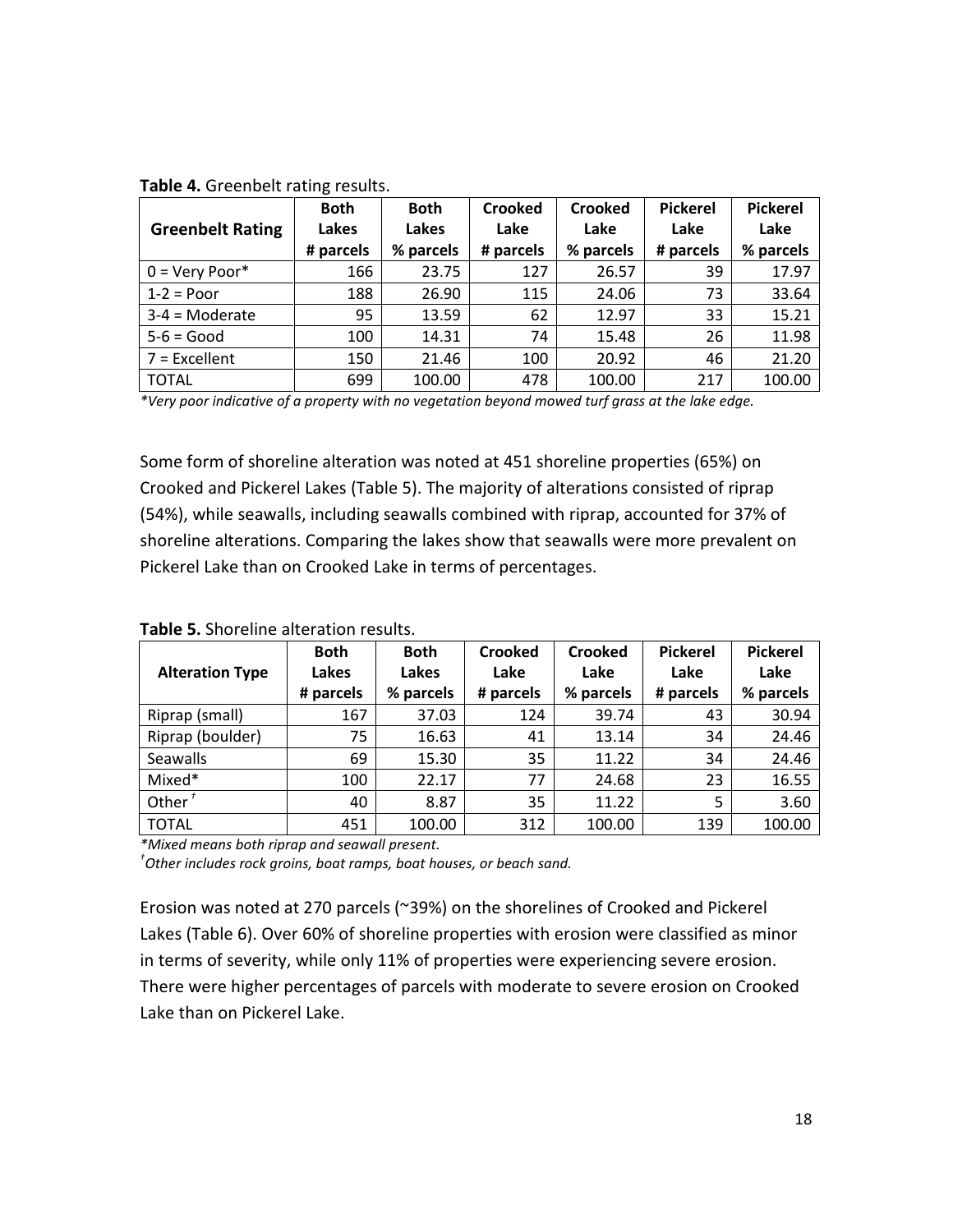**Table 4.** Greenbelt rating results.

| Greenbelt Rating | Both Lakes # parcels | Both Lakes % parcels | Crooked Lake # parcels | Crooked Lake % parcels | Pickerel Lake # parcels | Pickerel Lake % parcels |
|---|---|---|---|---|---|---|
| 0 = Very Poor* | 166 | 23.75 | 127 | 26.57 | 39 | 17.97 |
| 1-2 = Poor | 188 | 26.90 | 115 | 24.06 | 73 | 33.64 |
| 3-4 = Moderate | 95 | 13.59 | 62 | 12.97 | 33 | 15.21 |
| 5-6 = Good | 100 | 14.31 | 74 | 15.48 | 26 | 11.98 |
| 7 = Excellent | 150 | 21.46 | 100 | 20.92 | 46 | 21.20 |
| TOTAL | 699 | 100.00 | 478 | 100.00 | 217 | 100.00 |

*\*Very poor indicative of a property with no vegetation beyond mowed turf grass at the lake edge.*

Some form of shoreline alteration was noted at 451 shoreline properties (65%) on Crooked and Pickerel Lakes (Table 5). The majority of alterations consisted of riprap (54%), while seawalls, including seawalls combined with riprap, accounted for 37% of shoreline alterations. Comparing the lakes show that seawalls were more prevalent on Pickerel Lake than on Crooked Lake in terms of percentages.

**Table 5.** Shoreline alteration results.

| Alteration Type | Both Lakes # parcels | Both Lakes % parcels | Crooked Lake # parcels | Crooked Lake % parcels | Pickerel Lake # parcels | Pickerel Lake % parcels |
|---|---|---|---|---|---|---|
| Riprap (small) | 167 | 37.03 | 124 | 39.74 | 43 | 30.94 |
| Riprap (boulder) | 75 | 16.63 | 41 | 13.14 | 34 | 24.46 |
| Seawalls | 69 | 15.30 | 35 | 11.22 | 34 | 24.46 |
| Mixed* | 100 | 22.17 | 77 | 24.68 | 23 | 16.55 |
| Other † | 40 | 8.87 | 35 | 11.22 | 5 | 3.60 |
| TOTAL | 451 | 100.00 | 312 | 100.00 | 139 | 100.00 |

*\*Mixed means both riprap and seawall present.*
*†Other includes rock groins, boat ramps, boat houses, or beach sand.*

Erosion was noted at 270 parcels (~39%) on the shorelines of Crooked and Pickerel Lakes (Table 6). Over 60% of shoreline properties with erosion were classified as minor in terms of severity, while only 11% of properties were experiencing severe erosion. There were higher percentages of parcels with moderate to severe erosion on Crooked Lake than on Pickerel Lake.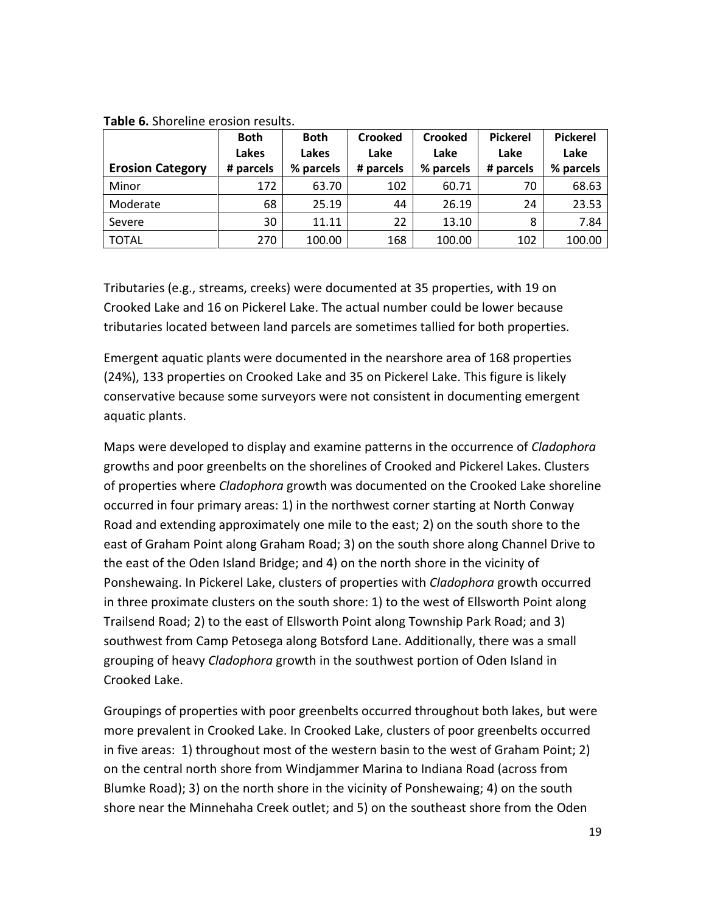**Table 6.** Shoreline erosion results.

| Erosion Category | Both Lakes # parcels | Both Lakes % parcels | Crooked Lake # parcels | Crooked Lake % parcels | Pickerel Lake # parcels | Pickerel Lake % parcels |
|---|---|---|---|---|---|---|
| Minor | 172 | 63.70 | 102 | 60.71 | 70 | 68.63 |
| Moderate | 68 | 25.19 | 44 | 26.19 | 24 | 23.53 |
| Severe | 30 | 11.11 | 22 | 13.10 | 8 | 7.84 |
| TOTAL | 270 | 100.00 | 168 | 100.00 | 102 | 100.00 |

Tributaries (e.g., streams, creeks) were documented at 35 properties, with 19 on Crooked Lake and 16 on Pickerel Lake. The actual number could be lower because tributaries located between land parcels are sometimes tallied for both properties.

Emergent aquatic plants were documented in the nearshore area of 168 properties (24%), 133 properties on Crooked Lake and 35 on Pickerel Lake. This figure is likely conservative because some surveyors were not consistent in documenting emergent aquatic plants.

Maps were developed to display and examine patterns in the occurrence of *Cladophora* growths and poor greenbelts on the shorelines of Crooked and Pickerel Lakes. Clusters of properties where *Cladophora* growth was documented on the Crooked Lake shoreline occurred in four primary areas: 1) in the northwest corner starting at North Conway Road and extending approximately one mile to the east; 2) on the south shore to the east of Graham Point along Graham Road; 3) on the south shore along Channel Drive to the east of the Oden Island Bridge; and 4) on the north shore in the vicinity of Ponshewaing. In Pickerel Lake, clusters of properties with *Cladophora* growth occurred in three proximate clusters on the south shore: 1) to the west of Ellsworth Point along Trailsend Road; 2) to the east of Ellsworth Point along Township Park Road; and 3) southwest from Camp Petosega along Botsford Lane. Additionally, there was a small grouping of heavy *Cladophora* growth in the southwest portion of Oden Island in Crooked Lake.

Groupings of properties with poor greenbelts occurred throughout both lakes, but were more prevalent in Crooked Lake. In Crooked Lake, clusters of poor greenbelts occurred in five areas: 1) throughout most of the western basin to the west of Graham Point; 2) on the central north shore from Windjammer Marina to Indiana Road (across from Blumke Road); 3) on the north shore in the vicinity of Ponshewaing; 4) on the south shore near the Minnehaha Creek outlet; and 5) on the southeast shore from the Oden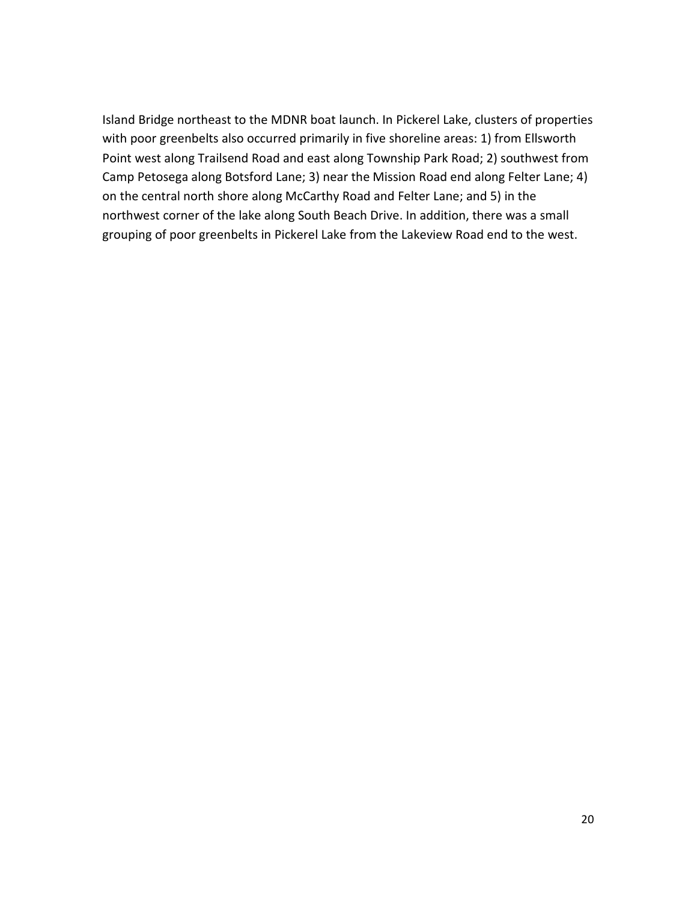Island Bridge northeast to the MDNR boat launch. In Pickerel Lake, clusters of properties with poor greenbelts also occurred primarily in five shoreline areas: 1) from Ellsworth Point west along Trailsend Road and east along Township Park Road; 2) southwest from Camp Petosega along Botsford Lane; 3) near the Mission Road end along Felter Lane; 4) on the central north shore along McCarthy Road and Felter Lane; and 5) in the northwest corner of the lake along South Beach Drive. In addition, there was a small grouping of poor greenbelts in Pickerel Lake from the Lakeview Road end to the west.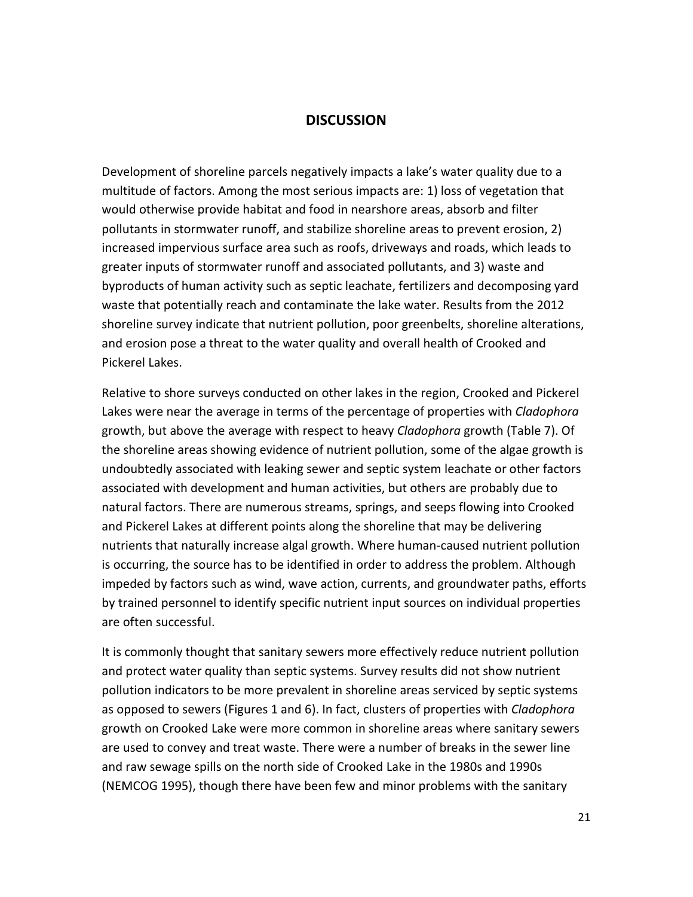# DISCUSSION

Development of shoreline parcels negatively impacts a lake's water quality due to a multitude of factors. Among the most serious impacts are: 1) loss of vegetation that would otherwise provide habitat and food in nearshore areas, absorb and filter pollutants in stormwater runoff, and stabilize shoreline areas to prevent erosion, 2) increased impervious surface area such as roofs, driveways and roads, which leads to greater inputs of stormwater runoff and associated pollutants, and 3) waste and byproducts of human activity such as septic leachate, fertilizers and decomposing yard waste that potentially reach and contaminate the lake water. Results from the 2012 shoreline survey indicate that nutrient pollution, poor greenbelts, shoreline alterations, and erosion pose a threat to the water quality and overall health of Crooked and Pickerel Lakes.

Relative to shore surveys conducted on other lakes in the region, Crooked and Pickerel Lakes were near the average in terms of the percentage of properties with *Cladophora* growth, but above the average with respect to heavy *Cladophora* growth (Table 7). Of the shoreline areas showing evidence of nutrient pollution, some of the algae growth is undoubtedly associated with leaking sewer and septic system leachate or other factors associated with development and human activities, but others are probably due to natural factors. There are numerous streams, springs, and seeps flowing into Crooked and Pickerel Lakes at different points along the shoreline that may be delivering nutrients that naturally increase algal growth. Where human-caused nutrient pollution is occurring, the source has to be identified in order to address the problem. Although impeded by factors such as wind, wave action, currents, and groundwater paths, efforts by trained personnel to identify specific nutrient input sources on individual properties are often successful.

It is commonly thought that sanitary sewers more effectively reduce nutrient pollution and protect water quality than septic systems. Survey results did not show nutrient pollution indicators to be more prevalent in shoreline areas serviced by septic systems as opposed to sewers (Figures 1 and 6). In fact, clusters of properties with *Cladophora* growth on Crooked Lake were more common in shoreline areas where sanitary sewers are used to convey and treat waste. There were a number of breaks in the sewer line and raw sewage spills on the north side of Crooked Lake in the 1980s and 1990s (NEMCOG 1995), though there have been few and minor problems with the sanitary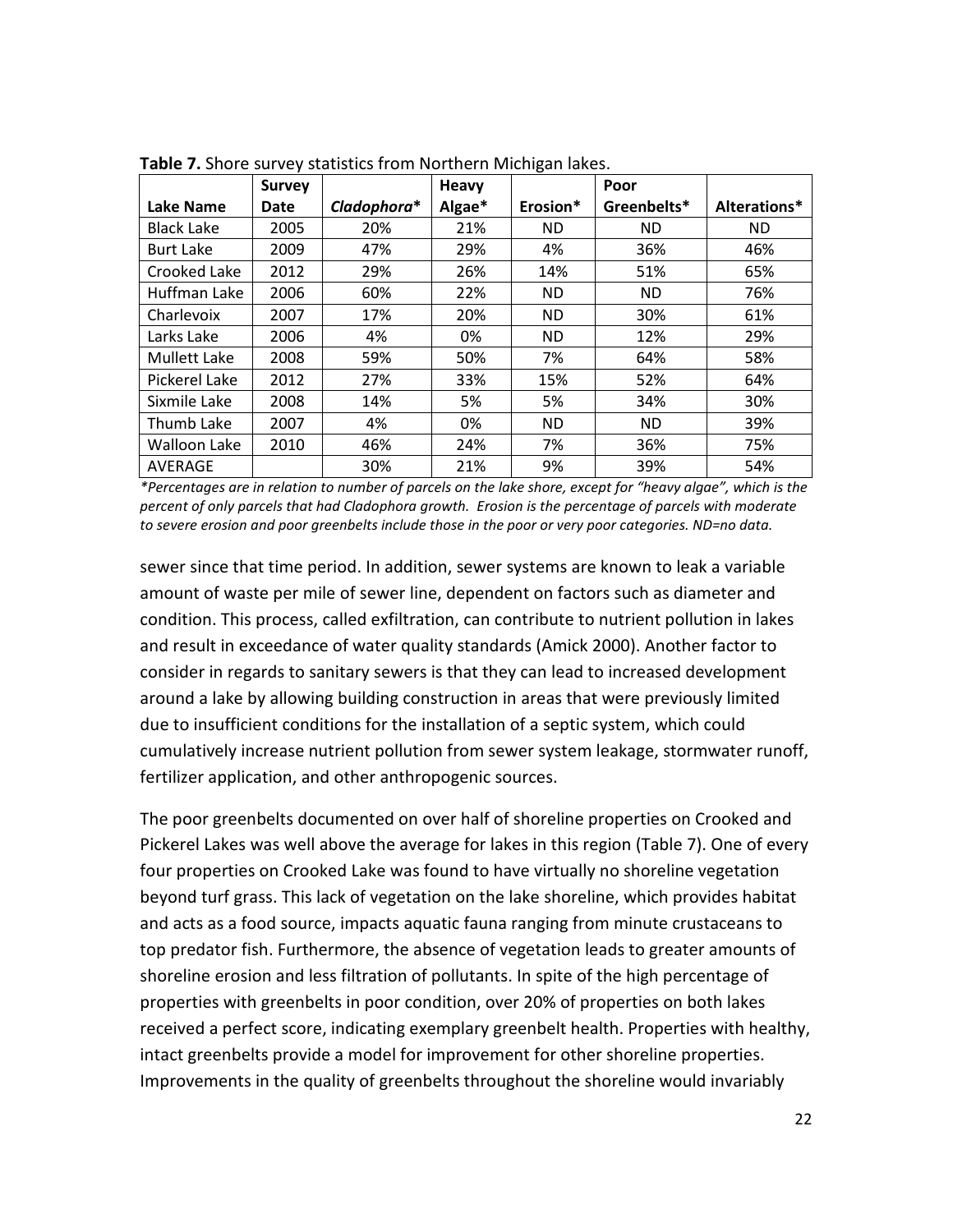**Table 7.** Shore survey statistics from Northern Michigan lakes.

| Lake Name | Survey Date | *Cladophora** | Heavy Algae* | Erosion* | Poor Greenbelts* | Alterations* |
|---|---|---|---|---|---|---|
| Black Lake | 2005 | 20% | 21% | ND | ND | ND |
| Burt Lake | 2009 | 47% | 29% | 4% | 36% | 46% |
| Crooked Lake | 2012 | 29% | 26% | 14% | 51% | 65% |
| Huffman Lake | 2006 | 60% | 22% | ND | ND | 76% |
| Charlevoix | 2007 | 17% | 20% | ND | 30% | 61% |
| Larks Lake | 2006 | 4% | 0% | ND | 12% | 29% |
| Mullett Lake | 2008 | 59% | 50% | 7% | 64% | 58% |
| Pickerel Lake | 2012 | 27% | 33% | 15% | 52% | 64% |
| Sixmile Lake | 2008 | 14% | 5% | 5% | 34% | 30% |
| Thumb Lake | 2007 | 4% | 0% | ND | ND | 39% |
| Walloon Lake | 2010 | 46% | 24% | 7% | 36% | 75% |
| AVERAGE | | 30% | 21% | 9% | 39% | 54% |

*\*Percentages are in relation to number of parcels on the lake shore, except for "heavy algae", which is the percent of only parcels that had Cladophora growth. Erosion is the percentage of parcels with moderate to severe erosion and poor greenbelts include those in the poor or very poor categories. ND=no data.*

sewer since that time period. In addition, sewer systems are known to leak a variable amount of waste per mile of sewer line, dependent on factors such as diameter and condition. This process, called exfiltration, can contribute to nutrient pollution in lakes and result in exceedance of water quality standards (Amick 2000). Another factor to consider in regards to sanitary sewers is that they can lead to increased development around a lake by allowing building construction in areas that were previously limited due to insufficient conditions for the installation of a septic system, which could cumulatively increase nutrient pollution from sewer system leakage, stormwater runoff, fertilizer application, and other anthropogenic sources.

The poor greenbelts documented on over half of shoreline properties on Crooked and Pickerel Lakes was well above the average for lakes in this region (Table 7). One of every four properties on Crooked Lake was found to have virtually no shoreline vegetation beyond turf grass. This lack of vegetation on the lake shoreline, which provides habitat and acts as a food source, impacts aquatic fauna ranging from minute crustaceans to top predator fish. Furthermore, the absence of vegetation leads to greater amounts of shoreline erosion and less filtration of pollutants. In spite of the high percentage of properties with greenbelts in poor condition, over 20% of properties on both lakes received a perfect score, indicating exemplary greenbelt health. Properties with healthy, intact greenbelts provide a model for improvement for other shoreline properties. Improvements in the quality of greenbelts throughout the shoreline would invariably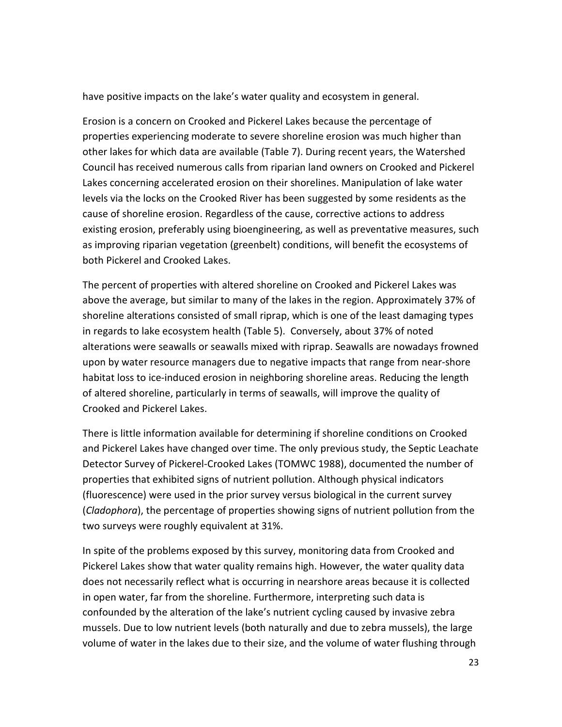have positive impacts on the lake's water quality and ecosystem in general.

Erosion is a concern on Crooked and Pickerel Lakes because the percentage of properties experiencing moderate to severe shoreline erosion was much higher than other lakes for which data are available (Table 7). During recent years, the Watershed Council has received numerous calls from riparian land owners on Crooked and Pickerel Lakes concerning accelerated erosion on their shorelines. Manipulation of lake water levels via the locks on the Crooked River has been suggested by some residents as the cause of shoreline erosion. Regardless of the cause, corrective actions to address existing erosion, preferably using bioengineering, as well as preventative measures, such as improving riparian vegetation (greenbelt) conditions, will benefit the ecosystems of both Pickerel and Crooked Lakes.

The percent of properties with altered shoreline on Crooked and Pickerel Lakes was above the average, but similar to many of the lakes in the region. Approximately 37% of shoreline alterations consisted of small riprap, which is one of the least damaging types in regards to lake ecosystem health (Table 5). Conversely, about 37% of noted alterations were seawalls or seawalls mixed with riprap. Seawalls are nowadays frowned upon by water resource managers due to negative impacts that range from near-shore habitat loss to ice-induced erosion in neighboring shoreline areas. Reducing the length of altered shoreline, particularly in terms of seawalls, will improve the quality of Crooked and Pickerel Lakes.

There is little information available for determining if shoreline conditions on Crooked and Pickerel Lakes have changed over time. The only previous study, the Septic Leachate Detector Survey of Pickerel-Crooked Lakes (TOMWC 1988), documented the number of properties that exhibited signs of nutrient pollution. Although physical indicators (fluorescence) were used in the prior survey versus biological in the current survey (*Cladophora*), the percentage of properties showing signs of nutrient pollution from the two surveys were roughly equivalent at 31%.

In spite of the problems exposed by this survey, monitoring data from Crooked and Pickerel Lakes show that water quality remains high. However, the water quality data does not necessarily reflect what is occurring in nearshore areas because it is collected in open water, far from the shoreline. Furthermore, interpreting such data is confounded by the alteration of the lake's nutrient cycling caused by invasive zebra mussels. Due to low nutrient levels (both naturally and due to zebra mussels), the large volume of water in the lakes due to their size, and the volume of water flushing through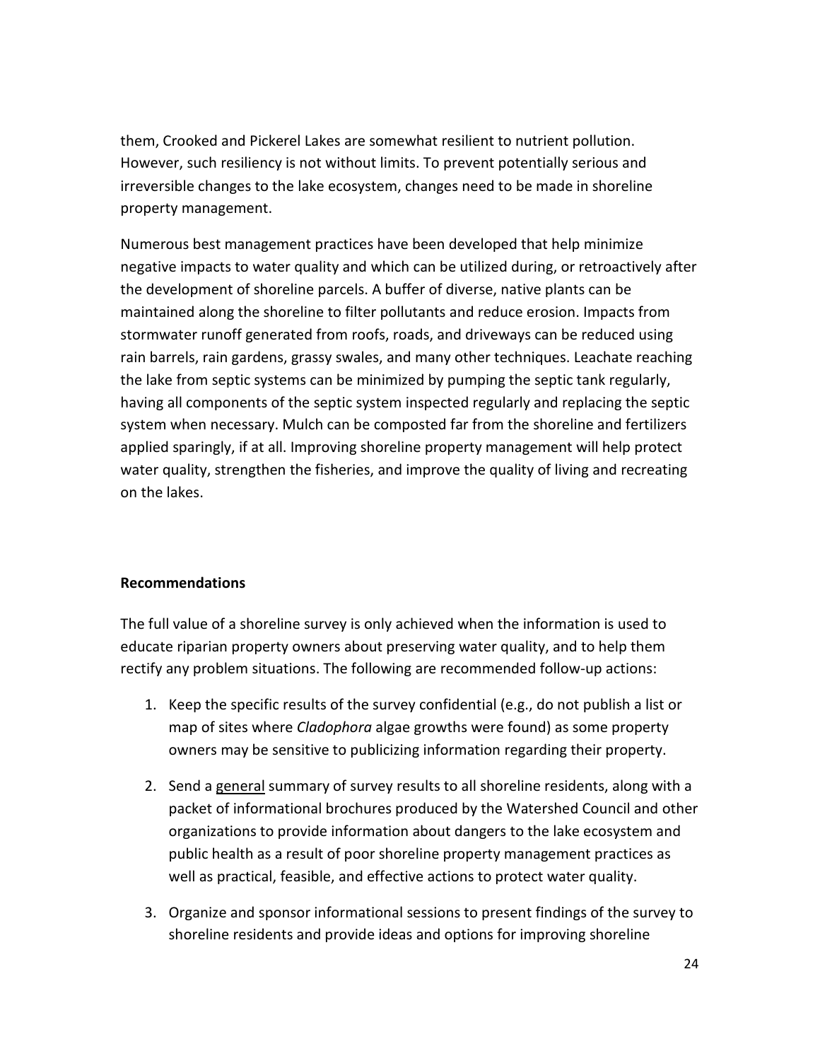them, Crooked and Pickerel Lakes are somewhat resilient to nutrient pollution. However, such resiliency is not without limits. To prevent potentially serious and irreversible changes to the lake ecosystem, changes need to be made in shoreline property management.

Numerous best management practices have been developed that help minimize negative impacts to water quality and which can be utilized during, or retroactively after the development of shoreline parcels. A buffer of diverse, native plants can be maintained along the shoreline to filter pollutants and reduce erosion. Impacts from stormwater runoff generated from roofs, roads, and driveways can be reduced using rain barrels, rain gardens, grassy swales, and many other techniques. Leachate reaching the lake from septic systems can be minimized by pumping the septic tank regularly, having all components of the septic system inspected regularly and replacing the septic system when necessary. Mulch can be composted far from the shoreline and fertilizers applied sparingly, if at all. Improving shoreline property management will help protect water quality, strengthen the fisheries, and improve the quality of living and recreating on the lakes.

**Recommendations**

The full value of a shoreline survey is only achieved when the information is used to educate riparian property owners about preserving water quality, and to help them rectify any problem situations. The following are recommended follow-up actions:

1. Keep the specific results of the survey confidential (e.g., do not publish a list or map of sites where *Cladophora* algae growths were found) as some property owners may be sensitive to publicizing information regarding their property.

2. Send a <u>general</u> summary of survey results to all shoreline residents, along with a packet of informational brochures produced by the Watershed Council and other organizations to provide information about dangers to the lake ecosystem and public health as a result of poor shoreline property management practices as well as practical, feasible, and effective actions to protect water quality.

3. Organize and sponsor informational sessions to present findings of the survey to shoreline residents and provide ideas and options for improving shoreline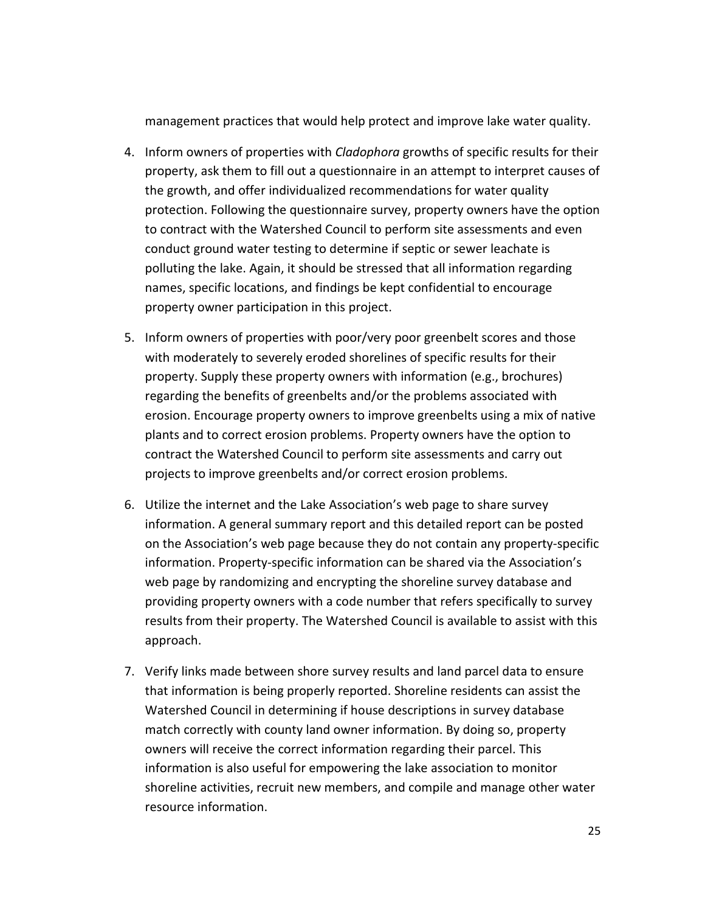management practices that would help protect and improve lake water quality.

4. Inform owners of properties with *Cladophora* growths of specific results for their property, ask them to fill out a questionnaire in an attempt to interpret causes of the growth, and offer individualized recommendations for water quality protection. Following the questionnaire survey, property owners have the option to contract with the Watershed Council to perform site assessments and even conduct ground water testing to determine if septic or sewer leachate is polluting the lake. Again, it should be stressed that all information regarding names, specific locations, and findings be kept confidential to encourage property owner participation in this project.

5. Inform owners of properties with poor/very poor greenbelt scores and those with moderately to severely eroded shorelines of specific results for their property. Supply these property owners with information (e.g., brochures) regarding the benefits of greenbelts and/or the problems associated with erosion. Encourage property owners to improve greenbelts using a mix of native plants and to correct erosion problems. Property owners have the option to contract the Watershed Council to perform site assessments and carry out projects to improve greenbelts and/or correct erosion problems.

6. Utilize the internet and the Lake Association's web page to share survey information. A general summary report and this detailed report can be posted on the Association's web page because they do not contain any property-specific information. Property-specific information can be shared via the Association's web page by randomizing and encrypting the shoreline survey database and providing property owners with a code number that refers specifically to survey results from their property. The Watershed Council is available to assist with this approach.

7. Verify links made between shore survey results and land parcel data to ensure that information is being properly reported. Shoreline residents can assist the Watershed Council in determining if house descriptions in survey database match correctly with county land owner information. By doing so, property owners will receive the correct information regarding their parcel. This information is also useful for empowering the lake association to monitor shoreline activities, recruit new members, and compile and manage other water resource information.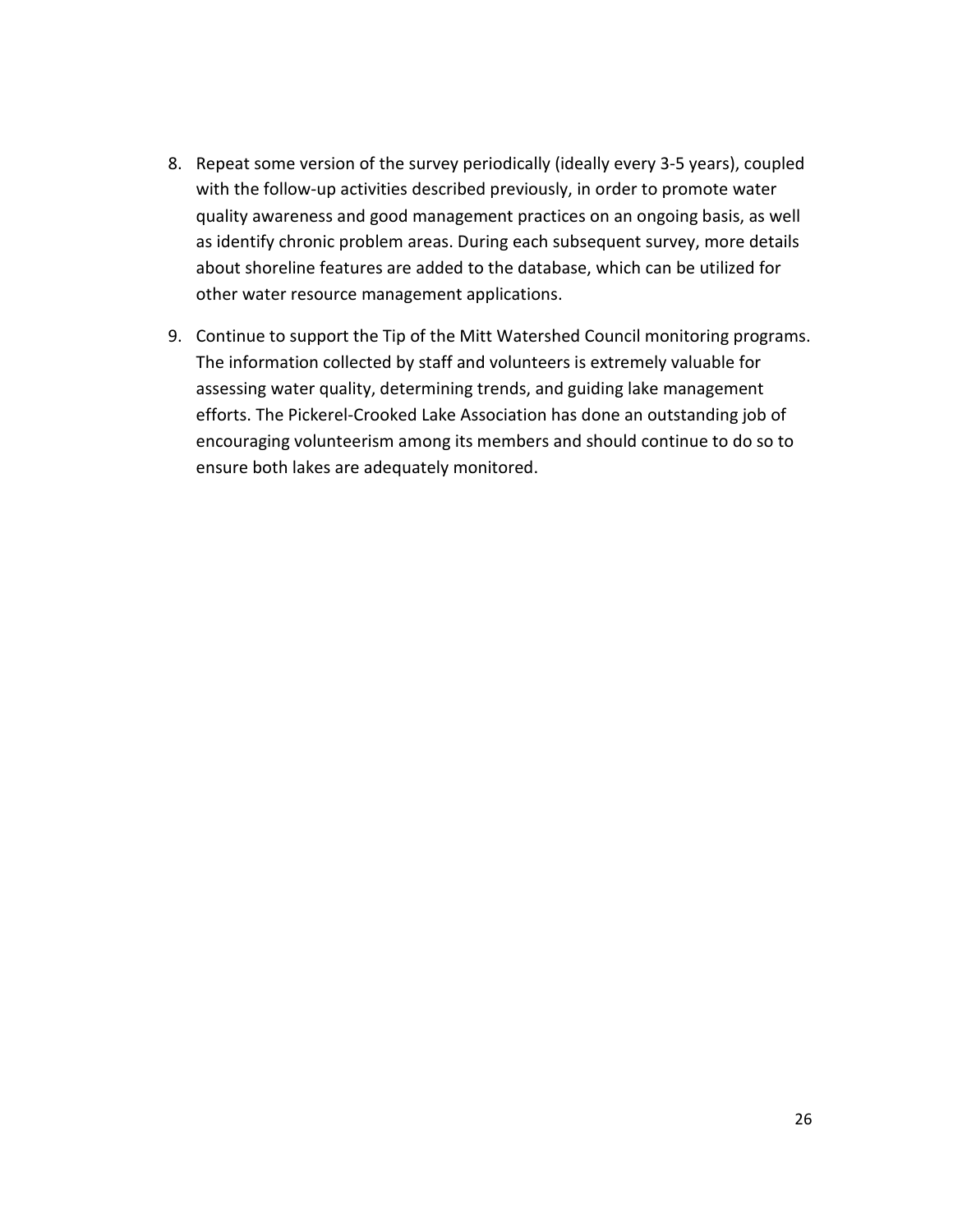8. Repeat some version of the survey periodically (ideally every 3-5 years), coupled with the follow-up activities described previously, in order to promote water quality awareness and good management practices on an ongoing basis, as well as identify chronic problem areas. During each subsequent survey, more details about shoreline features are added to the database, which can be utilized for other water resource management applications.

9. Continue to support the Tip of the Mitt Watershed Council monitoring programs. The information collected by staff and volunteers is extremely valuable for assessing water quality, determining trends, and guiding lake management efforts. The Pickerel-Crooked Lake Association has done an outstanding job of encouraging volunteerism among its members and should continue to do so to ensure both lakes are adequately monitored.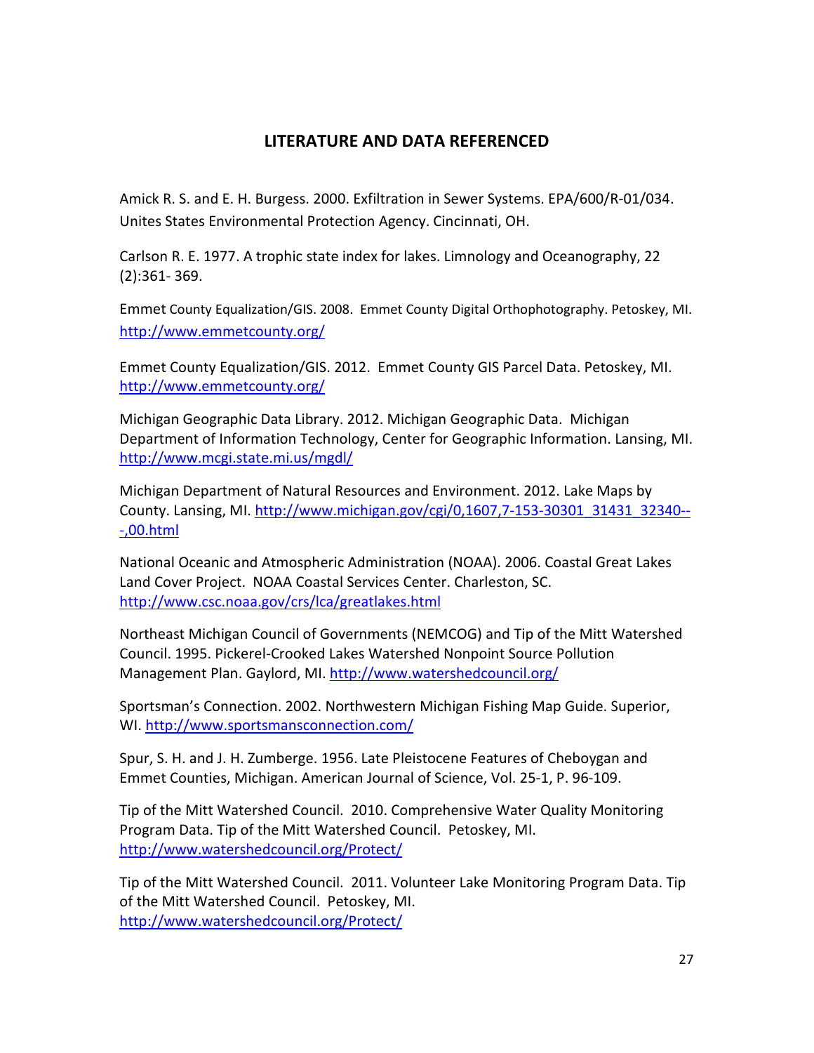# LITERATURE AND DATA REFERENCED

Amick R. S. and E. H. Burgess. 2000. Exfiltration in Sewer Systems. EPA/600/R-01/034. Unites States Environmental Protection Agency. Cincinnati, OH.

Carlson R. E. 1977. A trophic state index for lakes. Limnology and Oceanography, 22 (2):361- 369.

Emmet County Equalization/GIS. 2008. Emmet County Digital Orthophotography. Petoskey, MI. http://www.emmetcounty.org/

Emmet County Equalization/GIS. 2012. Emmet County GIS Parcel Data. Petoskey, MI. http://www.emmetcounty.org/

Michigan Geographic Data Library. 2012. Michigan Geographic Data. Michigan Department of Information Technology, Center for Geographic Information. Lansing, MI. http://www.mcgi.state.mi.us/mgdl/

Michigan Department of Natural Resources and Environment. 2012. Lake Maps by County. Lansing, MI. http://www.michigan.gov/cgi/0,1607,7-153-30301_31431_32340---,00.html

National Oceanic and Atmospheric Administration (NOAA). 2006. Coastal Great Lakes Land Cover Project. NOAA Coastal Services Center. Charleston, SC. http://www.csc.noaa.gov/crs/lca/greatlakes.html

Northeast Michigan Council of Governments (NEMCOG) and Tip of the Mitt Watershed Council. 1995. Pickerel-Crooked Lakes Watershed Nonpoint Source Pollution Management Plan. Gaylord, MI. http://www.watershedcouncil.org/

Sportsman's Connection. 2002. Northwestern Michigan Fishing Map Guide. Superior, WI. http://www.sportsmansconnection.com/

Spur, S. H. and J. H. Zumberge. 1956. Late Pleistocene Features of Cheboygan and Emmet Counties, Michigan. American Journal of Science, Vol. 25-1, P. 96-109.

Tip of the Mitt Watershed Council. 2010. Comprehensive Water Quality Monitoring Program Data. Tip of the Mitt Watershed Council. Petoskey, MI. http://www.watershedcouncil.org/Protect/

Tip of the Mitt Watershed Council. 2011. Volunteer Lake Monitoring Program Data. Tip of the Mitt Watershed Council. Petoskey, MI. http://www.watershedcouncil.org/Protect/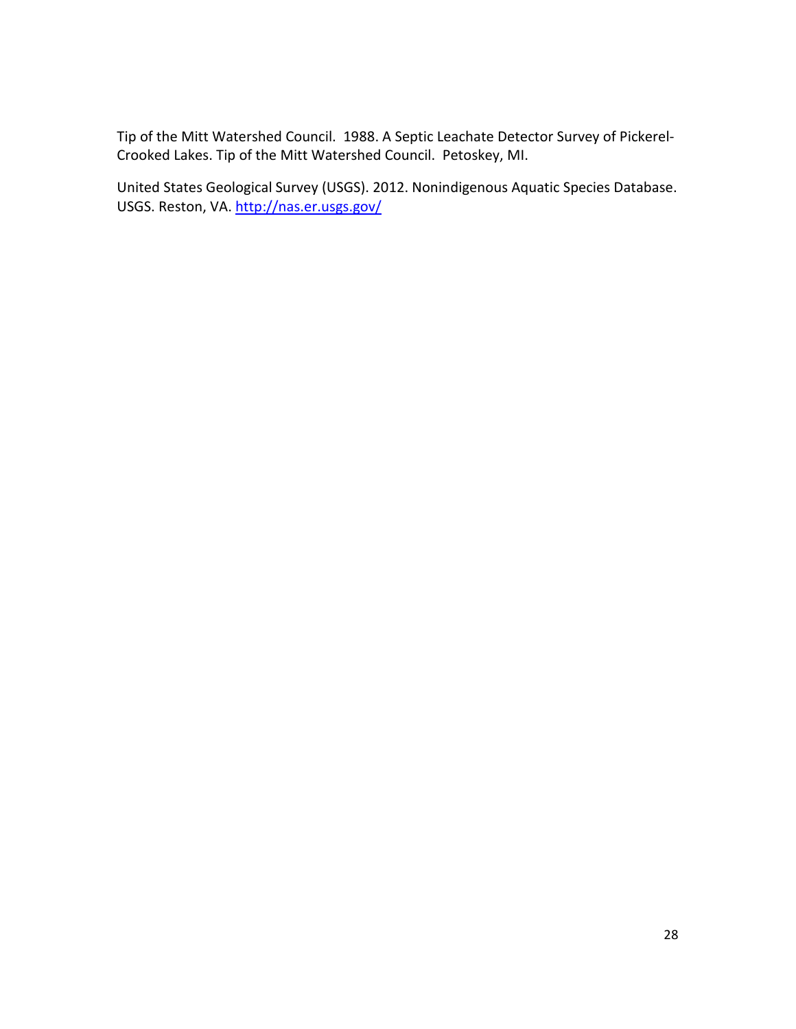Tip of the Mitt Watershed Council. 1988. A Septic Leachate Detector Survey of Pickerel-Crooked Lakes. Tip of the Mitt Watershed Council. Petoskey, MI.

United States Geological Survey (USGS). 2012. Nonindigenous Aquatic Species Database. USGS. Reston, VA. http://nas.er.usgs.gov/